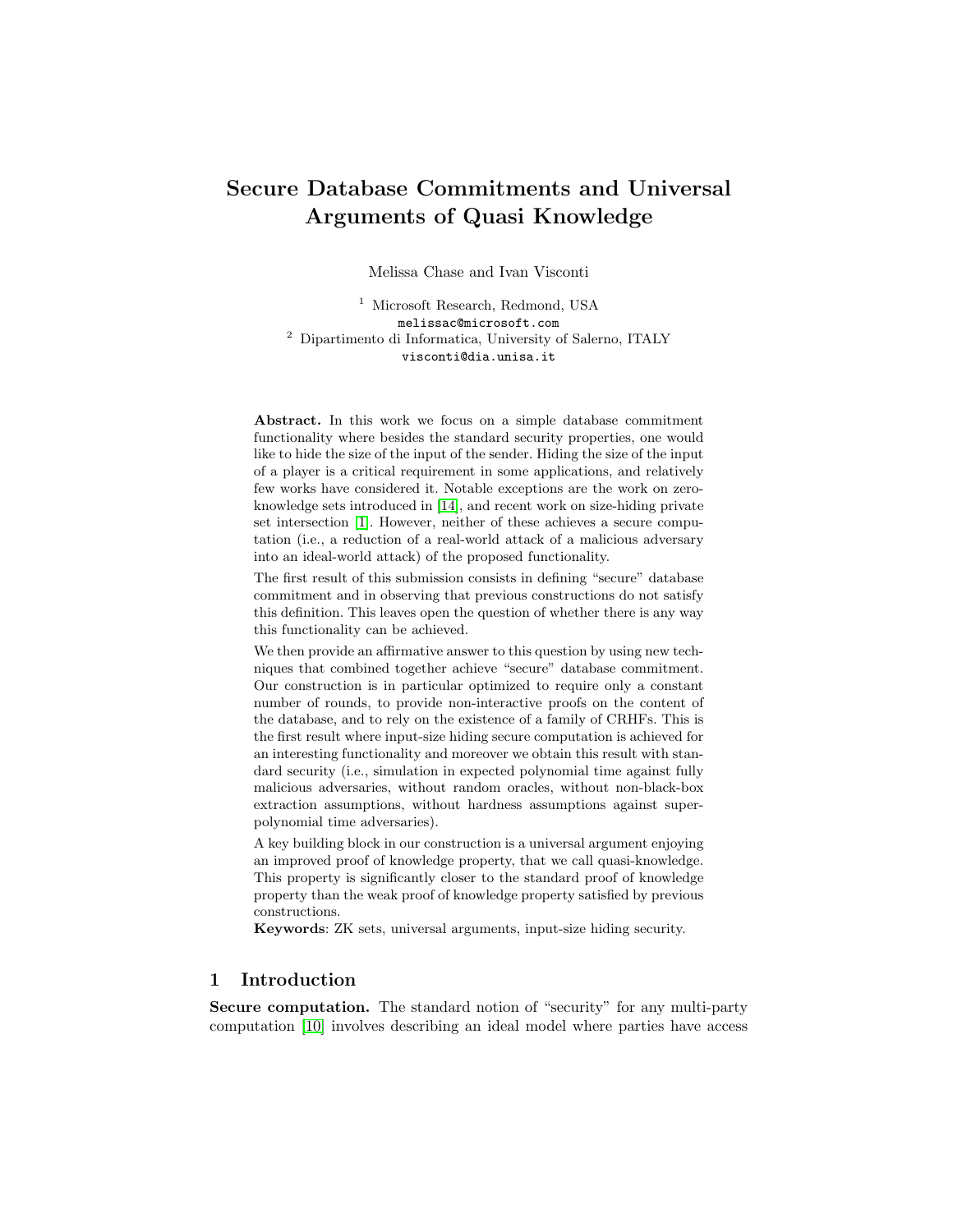# Secure Database Commitments and Universal Arguments of Quasi Knowledge

Melissa Chase and Ivan Visconti

[1] Microsoft Research, Redmond, USA
melissac@microsoft.com
[2] Dipartimento di Informatica, University of Salerno, ITALY
visconti@dia.unisa.it

**Abstract.** In this work we focus on a simple database commitment functionality where besides the standard security properties, one would like to hide the size of the input of the sender. Hiding the size of the input of a player is a critical requirement in some applications, and relatively few works have considered it. Notable exceptions are the work on zero-knowledge sets introduced in [14], and recent work on size-hiding private set intersection [1]. However, neither of these achieves a secure computation (i.e., a reduction of a real-world attack of a malicious adversary into an ideal-world attack) of the proposed functionality.

The first result of this submission consists in defining "secure" database commitment and in observing that previous constructions do not satisfy this definition. This leaves open the question of whether there is any way this functionality can be achieved.

We then provide an affirmative answer to this question by using new techniques that combined together achieve "secure" database commitment. Our construction is in particular optimized to require only a constant number of rounds, to provide non-interactive proofs on the content of the database, and to rely on the existence of a family of CRHFs. This is the first result where input-size hiding secure computation is achieved for an interesting functionality and moreover we obtain this result with standard security (i.e., simulation in expected polynomial time against fully malicious adversaries, without random oracles, without non-black-box extraction assumptions, without hardness assumptions against super-polynomial time adversaries).

A key building block in our construction is a universal argument enjoying an improved proof of knowledge property, that we call quasi-knowledge. This property is significantly closer to the standard proof of knowledge property than the weak proof of knowledge property satisfied by previous constructions.

**Keywords**: ZK sets, universal arguments, input-size hiding security.

## 1 Introduction

**Secure computation.** The standard notion of "security" for any multi-party computation [10] involves describing an ideal model where parties have access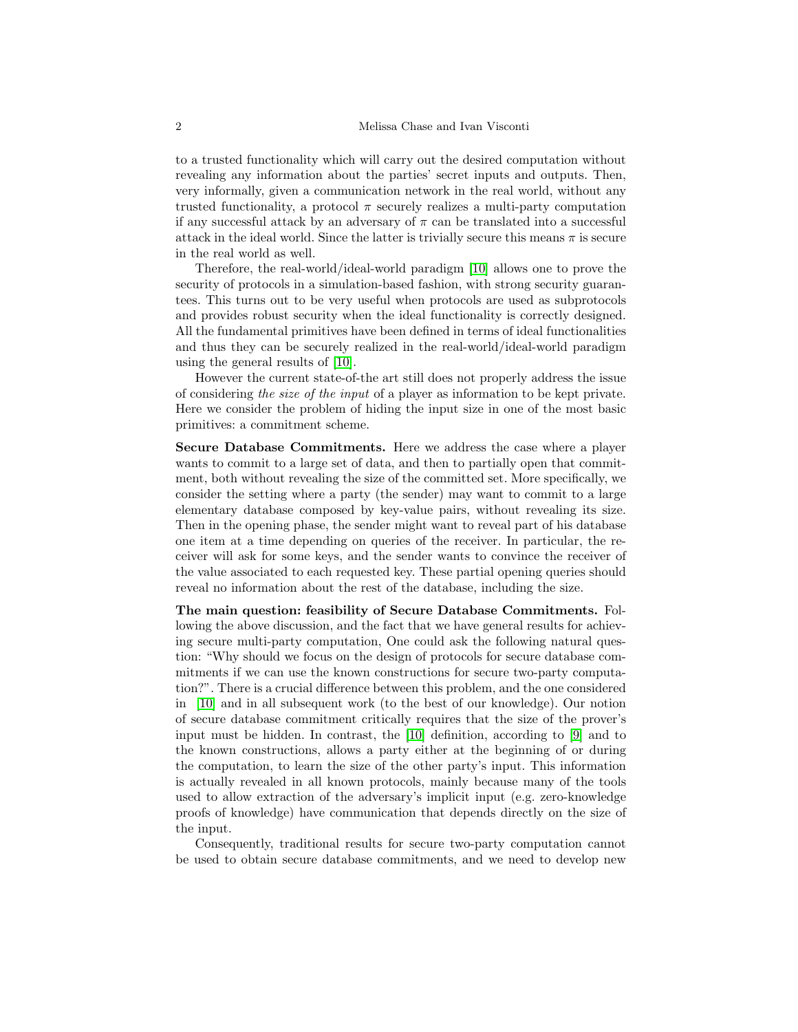to a trusted functionality which will carry out the desired computation without revealing any information about the parties' secret inputs and outputs. Then, very informally, given a communication network in the real world, without any trusted functionality, a protocol $\pi$ securely realizes a multi-party computation if any successful attack by an adversary of $\pi$ can be translated into a successful attack in the ideal world. Since the latter is trivially secure this means $\pi$ is secure in the real world as well.

Therefore, the real-world/ideal-world paradigm [10] allows one to prove the security of protocols in a simulation-based fashion, with strong security guarantees. This turns out to be very useful when protocols are used as subprotocols and provides robust security when the ideal functionality is correctly designed. All the fundamental primitives have been defined in terms of ideal functionalities and thus they can be securely realized in the real-world/ideal-world paradigm using the general results of [10].

However the current state-of-the art still does not properly address the issue of considering *the size of the input* of a player as information to be kept private. Here we consider the problem of hiding the input size in one of the most basic primitives: a commitment scheme.

**Secure Database Commitments.** Here we address the case where a player wants to commit to a large set of data, and then to partially open that commitment, both without revealing the size of the committed set. More specifically, we consider the setting where a party (the sender) may want to commit to a large elementary database composed by key-value pairs, without revealing its size. Then in the opening phase, the sender might want to reveal part of his database one item at a time depending on queries of the receiver. In particular, the receiver will ask for some keys, and the sender wants to convince the receiver of the value associated to each requested key. These partial opening queries should reveal no information about the rest of the database, including the size.

**The main question: feasibility of Secure Database Commitments.** Following the above discussion, and the fact that we have general results for achieving secure multi-party computation, One could ask the following natural question: "Why should we focus on the design of protocols for secure database commitments if we can use the known constructions for secure two-party computation?". There is a crucial difference between this problem, and the one considered in [10] and in all subsequent work (to the best of our knowledge). Our notion of secure database commitment critically requires that the size of the prover's input must be hidden. In contrast, the [10] definition, according to [9] and to the known constructions, allows a party either at the beginning of or during the computation, to learn the size of the other party's input. This information is actually revealed in all known protocols, mainly because many of the tools used to allow extraction of the adversary's implicit input (e.g. zero-knowledge proofs of knowledge) have communication that depends directly on the size of the input.

Consequently, traditional results for secure two-party computation cannot be used to obtain secure database commitments, and we need to develop new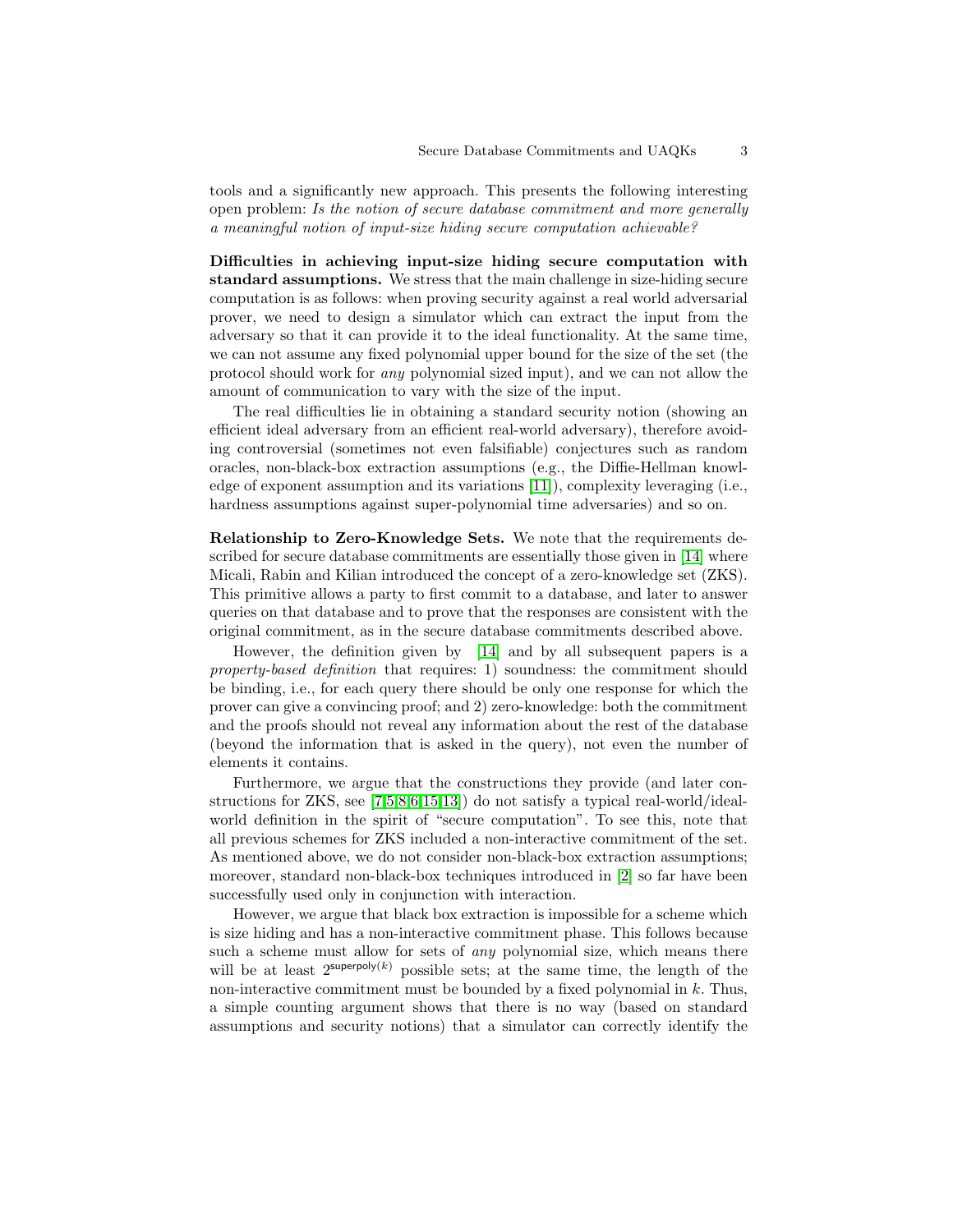tools and a significantly new approach. This presents the following interesting open problem: *Is the notion of secure database commitment and more generally a meaningful notion of input-size hiding secure computation achievable?*

**Difficulties in achieving input-size hiding secure computation with standard assumptions.** We stress that the main challenge in size-hiding secure computation is as follows: when proving security against a real world adversarial prover, we need to design a simulator which can extract the input from the adversary so that it can provide it to the ideal functionality. At the same time, we can not assume any fixed polynomial upper bound for the size of the set (the protocol should work for *any* polynomial sized input), and we can not allow the amount of communication to vary with the size of the input.

The real difficulties lie in obtaining a standard security notion (showing an efficient ideal adversary from an efficient real-world adversary), therefore avoiding controversial (sometimes not even falsifiable) conjectures such as random oracles, non-black-box extraction assumptions (e.g., the Diffie-Hellman knowledge of exponent assumption and its variations [11]), complexity leveraging (i.e., hardness assumptions against super-polynomial time adversaries) and so on.

**Relationship to Zero-Knowledge Sets.** We note that the requirements described for secure database commitments are essentially those given in [14] where Micali, Rabin and Kilian introduced the concept of a zero-knowledge set (ZKS). This primitive allows a party to first commit to a database, and later to answer queries on that database and to prove that the responses are consistent with the original commitment, as in the secure database commitments described above.

However, the definition given by [14] and by all subsequent papers is a *property-based definition* that requires: 1) soundness: the commitment should be binding, i.e., for each query there should be only one response for which the prover can give a convincing proof; and 2) zero-knowledge: both the commitment and the proofs should not reveal any information about the rest of the database (beyond the information that is asked in the query), not even the number of elements it contains.

Furthermore, we argue that the constructions they provide (and later constructions for ZKS, see [7,5,8,6,15,13]) do not satisfy a typical real-world/ideal-world definition in the spirit of "secure computation". To see this, note that all previous schemes for ZKS included a non-interactive commitment of the set. As mentioned above, we do not consider non-black-box extraction assumptions; moreover, standard non-black-box techniques introduced in [2] so far have been successfully used only in conjunction with interaction.

However, we argue that black box extraction is impossible for a scheme which is size hiding and has a non-interactive commitment phase. This follows because such a scheme must allow for sets of *any* polynomial size, which means there will be at least $2^{\mathsf{superpoly}(k)}$ possible sets; at the same time, the length of the non-interactive commitment must be bounded by a fixed polynomial in $k$. Thus, a simple counting argument shows that there is no way (based on standard assumptions and security notions) that a simulator can correctly identify the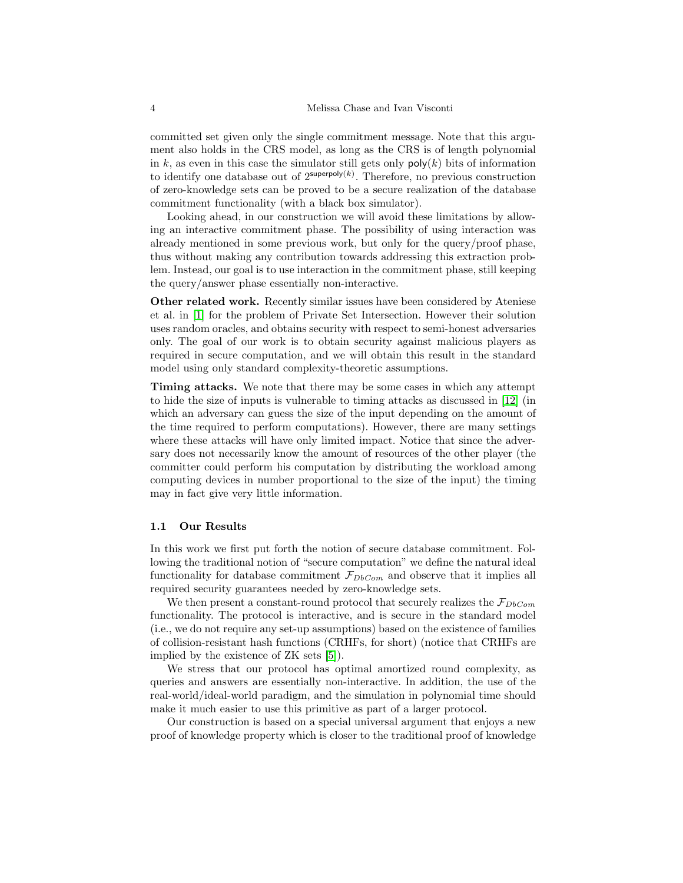committed set given only the single commitment message. Note that this argument also holds in the CRS model, as long as the CRS is of length polynomial in $k$, as even in this case the simulator still gets only $\mathsf{poly}(k)$ bits of information to identify one database out of $2^{\mathsf{superpoly}(k)}$. Therefore, no previous construction of zero-knowledge sets can be proved to be a secure realization of the database commitment functionality (with a black box simulator).

Looking ahead, in our construction we will avoid these limitations by allowing an interactive commitment phase. The possibility of using interaction was already mentioned in some previous work, but only for the query/proof phase, thus without making any contribution towards addressing this extraction problem. Instead, our goal is to use interaction in the commitment phase, still keeping the query/answer phase essentially non-interactive.

**Other related work.** Recently similar issues have been considered by Ateniese et al. in [1] for the problem of Private Set Intersection. However their solution uses random oracles, and obtains security with respect to semi-honest adversaries only. The goal of our work is to obtain security against malicious players as required in secure computation, and we will obtain this result in the standard model using only standard complexity-theoretic assumptions.

**Timing attacks.** We note that there may be some cases in which any attempt to hide the size of inputs is vulnerable to timing attacks as discussed in [12] (in which an adversary can guess the size of the input depending on the amount of the time required to perform computations). However, there are many settings where these attacks will have only limited impact. Notice that since the adversary does not necessarily know the amount of resources of the other player (the committer could perform his computation by distributing the workload among computing devices in number proportional to the size of the input) the timing may in fact give very little information.

### 1.1 Our Results

In this work we first put forth the notion of secure database commitment. Following the traditional notion of "secure computation" we define the natural ideal functionality for database commitment $\mathcal{F}_{DbCom}$ and observe that it implies all required security guarantees needed by zero-knowledge sets.

We then present a constant-round protocol that securely realizes the $\mathcal{F}_{DbCom}$ functionality. The protocol is interactive, and is secure in the standard model (i.e., we do not require any set-up assumptions) based on the existence of families of collision-resistant hash functions (CRHFs, for short) (notice that CRHFs are implied by the existence of ZK sets [5]).

We stress that our protocol has optimal amortized round complexity, as queries and answers are essentially non-interactive. In addition, the use of the real-world/ideal-world paradigm, and the simulation in polynomial time should make it much easier to use this primitive as part of a larger protocol.

Our construction is based on a special universal argument that enjoys a new proof of knowledge property which is closer to the traditional proof of knowledge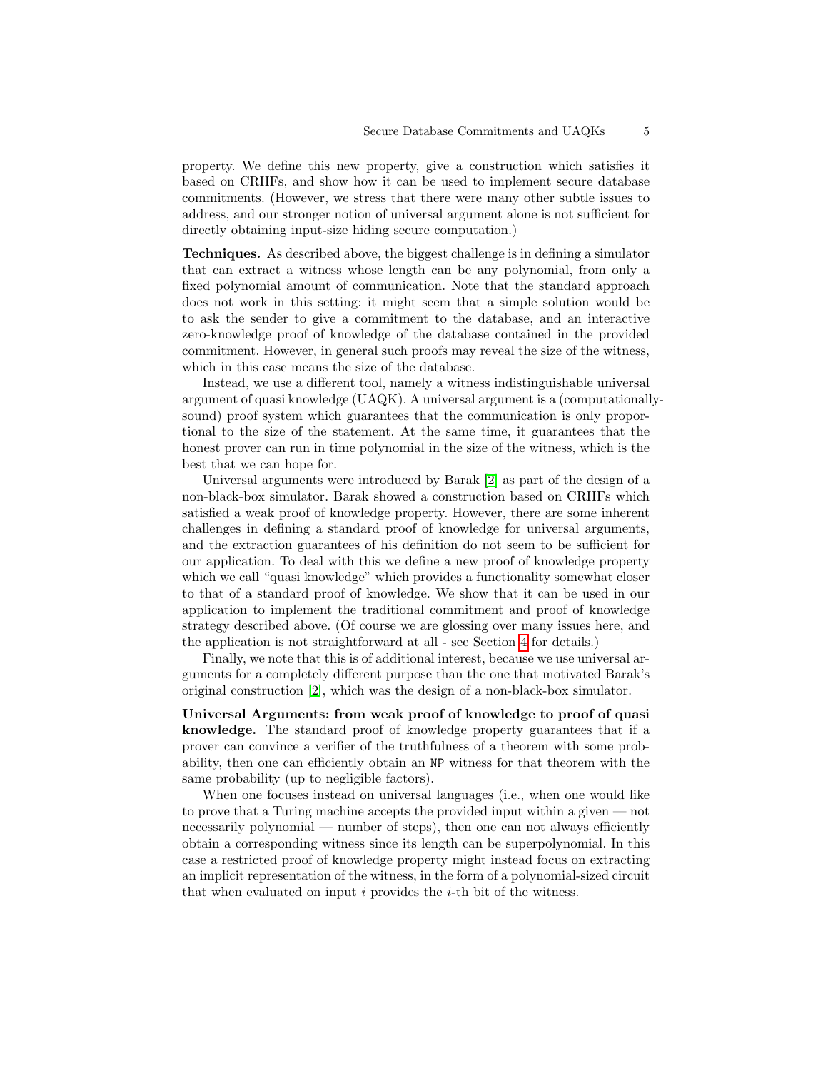property. We define this new property, give a construction which satisfies it based on CRHFs, and show how it can be used to implement secure database commitments. (However, we stress that there were many other subtle issues to address, and our stronger notion of universal argument alone is not sufficient for directly obtaining input-size hiding secure computation.)

**Techniques.** As described above, the biggest challenge is in defining a simulator that can extract a witness whose length can be any polynomial, from only a fixed polynomial amount of communication. Note that the standard approach does not work in this setting: it might seem that a simple solution would be to ask the sender to give a commitment to the database, and an interactive zero-knowledge proof of knowledge of the database contained in the provided commitment. However, in general such proofs may reveal the size of the witness, which in this case means the size of the database.

Instead, we use a different tool, namely a witness indistinguishable universal argument of quasi knowledge (UAQK). A universal argument is a (computationally-sound) proof system which guarantees that the communication is only proportional to the size of the statement. At the same time, it guarantees that the honest prover can run in time polynomial in the size of the witness, which is the best that we can hope for.

Universal arguments were introduced by Barak [2] as part of the design of a non-black-box simulator. Barak showed a construction based on CRHFs which satisfied a weak proof of knowledge property. However, there are some inherent challenges in defining a standard proof of knowledge for universal arguments, and the extraction guarantees of his definition do not seem to be sufficient for our application. To deal with this we define a new proof of knowledge property which we call "quasi knowledge" which provides a functionality somewhat closer to that of a standard proof of knowledge. We show that it can be used in our application to implement the traditional commitment and proof of knowledge strategy described above. (Of course we are glossing over many issues here, and the application is not straightforward at all - see Section 4 for details.)

Finally, we note that this is of additional interest, because we use universal arguments for a completely different purpose than the one that motivated Barak's original construction [2], which was the design of a non-black-box simulator.

**Universal Arguments: from weak proof of knowledge to proof of quasi knowledge.** The standard proof of knowledge property guarantees that if a prover can convince a verifier of the truthfulness of a theorem with some probability, then one can efficiently obtain an NP witness for that theorem with the same probability (up to negligible factors).

When one focuses instead on universal languages (i.e., when one would like to prove that a Turing machine accepts the provided input within a given — not necessarily polynomial — number of steps), then one can not always efficiently obtain a corresponding witness since its length can be superpolynomial. In this case a restricted proof of knowledge property might instead focus on extracting an implicit representation of the witness, in the form of a polynomial-sized circuit that when evaluated on input $i$ provides the $i$-th bit of the witness.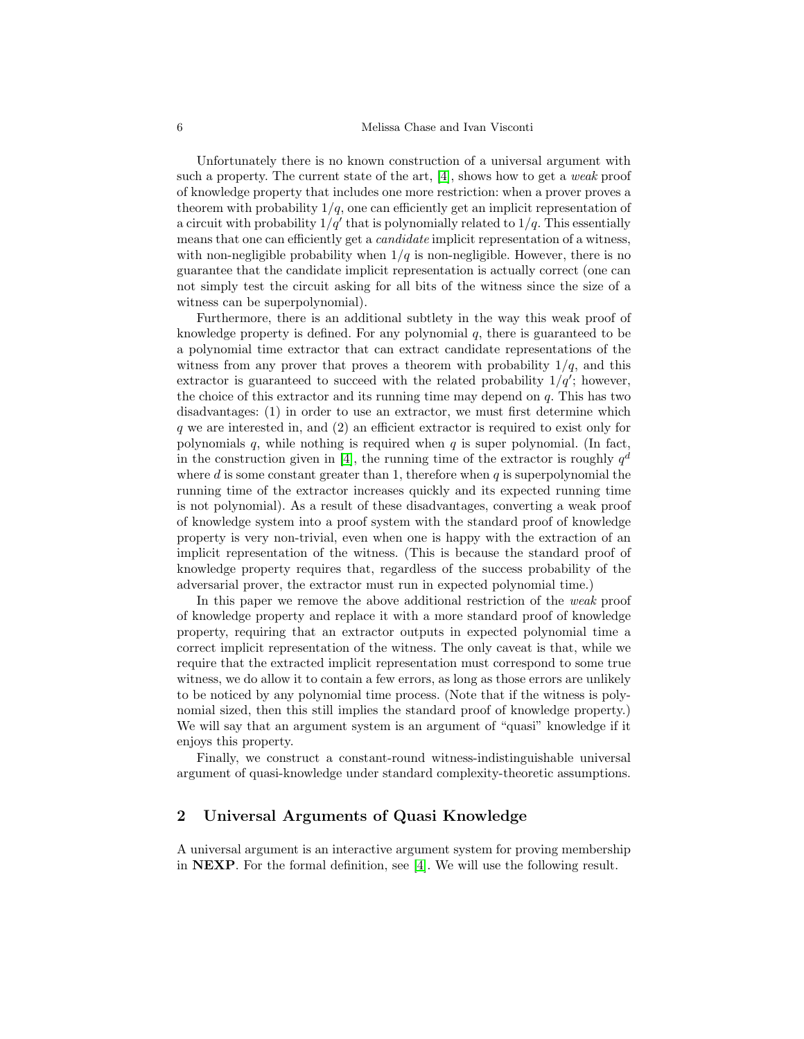Unfortunately there is no known construction of a universal argument with such a property. The current state of the art, [4], shows how to get a *weak* proof of knowledge property that includes one more restriction: when a prover proves a theorem with probability $1/q$, one can efficiently get an implicit representation of a circuit with probability $1/q'$ that is polynomially related to $1/q$. This essentially means that one can efficiently get a *candidate* implicit representation of a witness, with non-negligible probability when $1/q$ is non-negligible. However, there is no guarantee that the candidate implicit representation is actually correct (one can not simply test the circuit asking for all bits of the witness since the size of a witness can be superpolynomial).

Furthermore, there is an additional subtlety in the way this weak proof of knowledge property is defined. For any polynomial $q$, there is guaranteed to be a polynomial time extractor that can extract candidate representations of the witness from any prover that proves a theorem with probability $1/q$, and this extractor is guaranteed to succeed with the related probability $1/q'$; however, the choice of this extractor and its running time may depend on $q$. This has two disadvantages: (1) in order to use an extractor, we must first determine which $q$ we are interested in, and (2) an efficient extractor is required to exist only for polynomials $q$, while nothing is required when $q$ is super polynomial. (In fact, in the construction given in [4], the running time of the extractor is roughly $q^d$ where $d$ is some constant greater than 1, therefore when $q$ is superpolynomial the running time of the extractor increases quickly and its expected running time is not polynomial). As a result of these disadvantages, converting a weak proof of knowledge system into a proof system with the standard proof of knowledge property is very non-trivial, even when one is happy with the extraction of an implicit representation of the witness. (This is because the standard proof of knowledge property requires that, regardless of the success probability of the adversarial prover, the extractor must run in expected polynomial time.)

In this paper we remove the above additional restriction of the *weak* proof of knowledge property and replace it with a more standard proof of knowledge property, requiring that an extractor outputs in expected polynomial time a correct implicit representation of the witness. The only caveat is that, while we require that the extracted implicit representation must correspond to some true witness, we do allow it to contain a few errors, as long as those errors are unlikely to be noticed by any polynomial time process. (Note that if the witness is polynomial sized, then this still implies the standard proof of knowledge property.) We will say that an argument system is an argument of "quasi" knowledge if it enjoys this property.

Finally, we construct a constant-round witness-indistinguishable universal argument of quasi-knowledge under standard complexity-theoretic assumptions.

## 2 Universal Arguments of Quasi Knowledge

A universal argument is an interactive argument system for proving membership in **NEXP**. For the formal definition, see [4]. We will use the following result.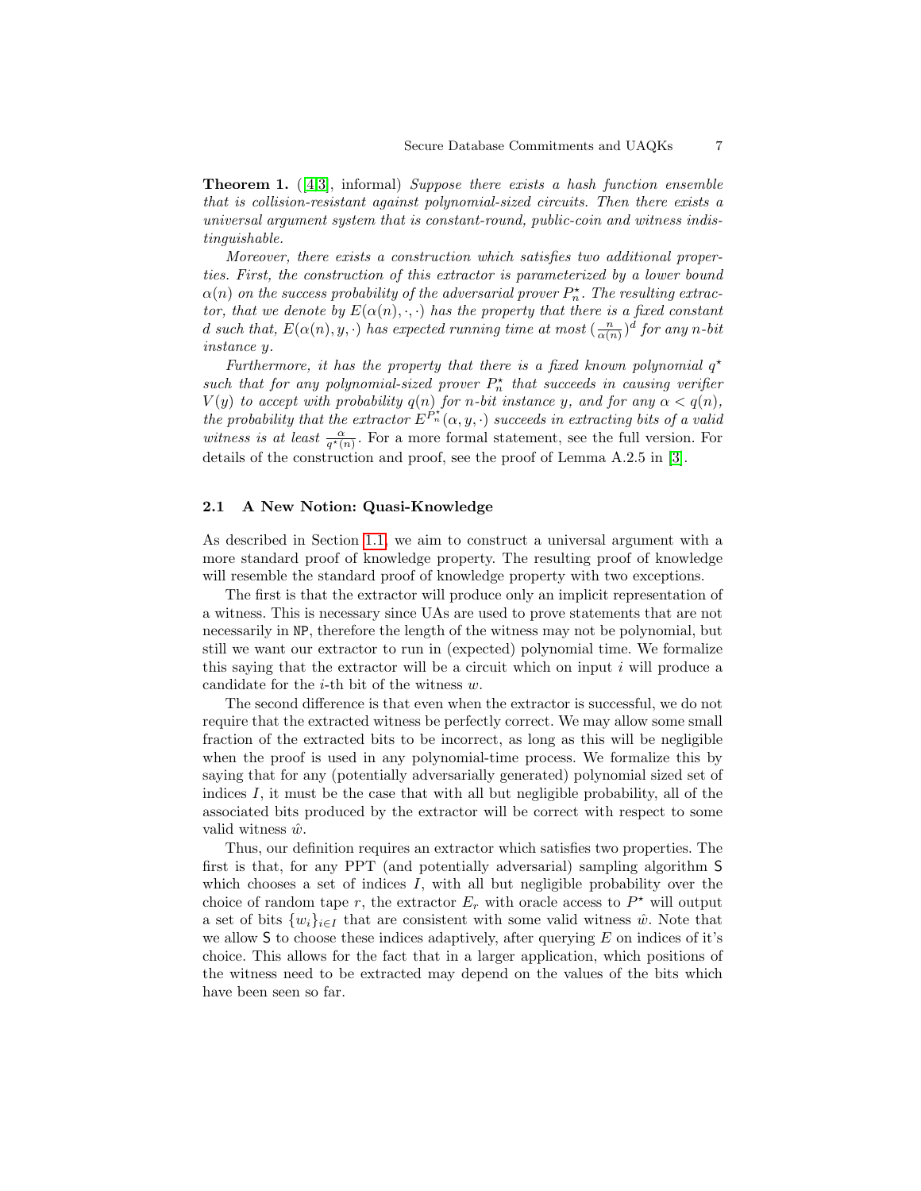**Theorem 1.** ([4,3], informal) *Suppose there exists a hash function ensemble that is collision-resistant against polynomial-sized circuits. Then there exists a universal argument system that is constant-round, public-coin and witness indistinguishable.*

*Moreover, there exists a construction which satisfies two additional properties. First, the construction of this extractor is parameterized by a lower bound $\alpha(n)$ on the success probability of the adversarial prover $P^\star_n$. The resulting extractor, that we denote by $E(\alpha(n), \cdot, \cdot)$ has the property that there is a fixed constant $d$ such that, $E(\alpha(n), y, \cdot)$ has expected running time at most $(\frac{n}{\alpha(n)})^d$ for any $n$-bit instance $y$.*

*Furthermore, it has the property that there is a fixed known polynomial $q^\star$ such that for any polynomial-sized prover $P^\star_n$ that succeeds in causing verifier $V(y)$ to accept with probability $q(n)$ for $n$-bit instance $y$, and for any $\alpha < q(n)$, the probability that the extractor $E^{P^\star_n}(\alpha, y, \cdot)$ succeeds in extracting bits of a valid witness is at least $\frac{\alpha}{q^\star(n)}$.* For a more formal statement, see the full version. For details of the construction and proof, see the proof of Lemma A.2.5 in [3].

### 2.1 A New Notion: Quasi-Knowledge

As described in Section 1.1, we aim to construct a universal argument with a more standard proof of knowledge property. The resulting proof of knowledge will resemble the standard proof of knowledge property with two exceptions.

The first is that the extractor will produce only an implicit representation of a witness. This is necessary since UAs are used to prove statements that are not necessarily in NP, therefore the length of the witness may not be polynomial, but still we want our extractor to run in (expected) polynomial time. We formalize this saying that the extractor will be a circuit which on input $i$ will produce a candidate for the $i$-th bit of the witness $w$.

The second difference is that even when the extractor is successful, we do not require that the extracted witness be perfectly correct. We may allow some small fraction of the extracted bits to be incorrect, as long as this will be negligible when the proof is used in any polynomial-time process. We formalize this by saying that for any (potentially adversarially generated) polynomial sized set of indices $I$, it must be the case that with all but negligible probability, all of the associated bits produced by the extractor will be correct with respect to some valid witness $\hat{w}$.

Thus, our definition requires an extractor which satisfies two properties. The first is that, for any PPT (and potentially adversarial) sampling algorithm $\mathsf{S}$ which chooses a set of indices $I$, with all but negligible probability over the choice of random tape $r$, the extractor $E_r$ with oracle access to $P^\star$ will output a set of bits $\{w_i\}_{i \in I}$ that are consistent with some valid witness $\hat{w}$. Note that we allow $\mathsf{S}$ to choose these indices adaptively, after querying $E$ on indices of it's choice. This allows for the fact that in a larger application, which positions of the witness need to be extracted may depend on the values of the bits which have been seen so far.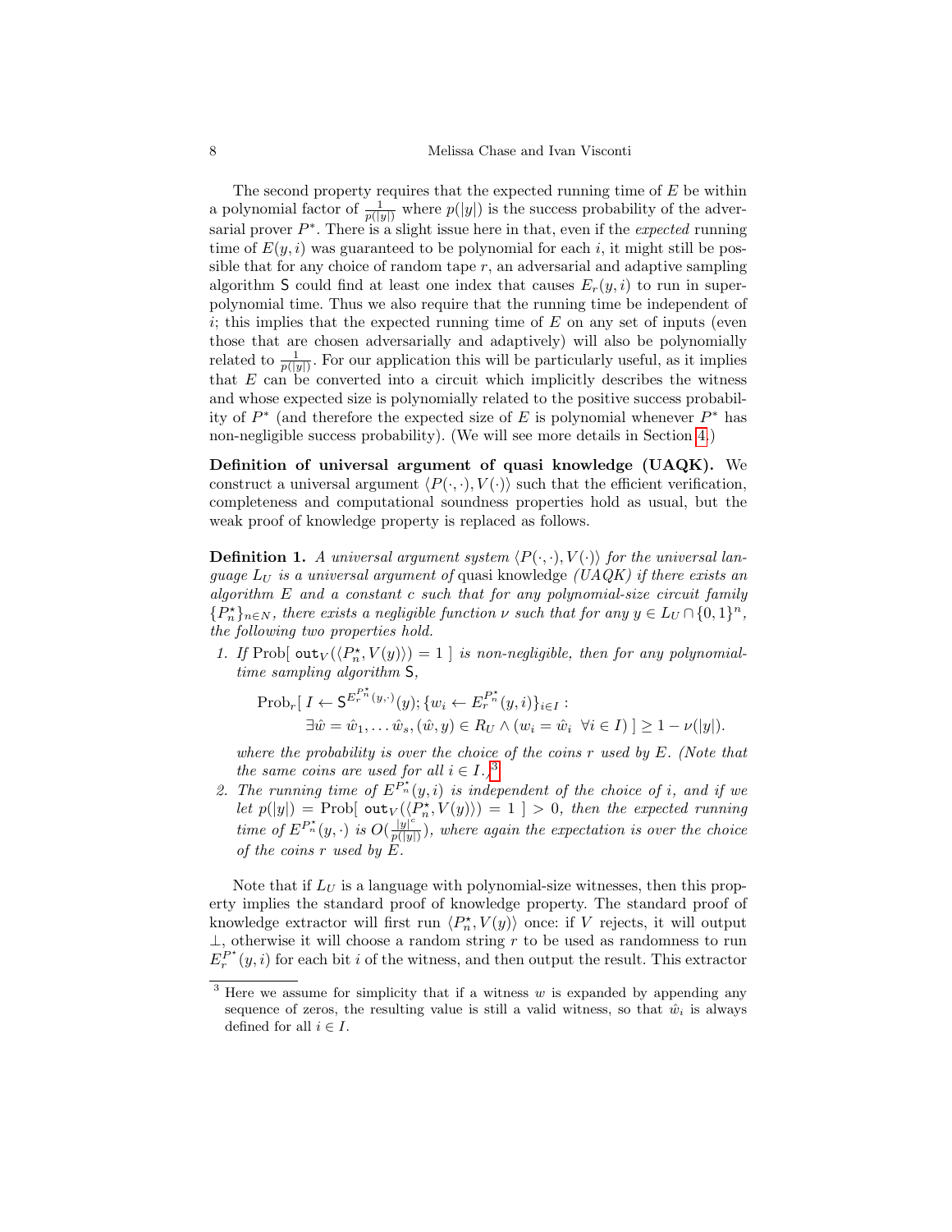The second property requires that the expected running time of $E$ be within a polynomial factor of $\frac{1}{p(|y|)}$ where $p(|y|)$ is the success probability of the adversarial prover $P^*$. There is a slight issue here in that, even if the *expected* running time of $E(y,i)$ was guaranteed to be polynomial for each $i$, it might still be possible that for any choice of random tape $r$, an adversarial and adaptive sampling algorithm $\mathsf{S}$ could find at least one index that causes $E_r(y,i)$ to run in superpolynomial time. Thus we also require that the running time be independent of $i$; this implies that the expected running time of $E$ on any set of inputs (even those that are chosen adversarially and adaptively) will also be polynomially related to $\frac{1}{p(|y|)}$. For our application this will be particularly useful, as it implies that $E$ can be converted into a circuit which implicitly describes the witness and whose expected size is polynomially related to the positive success probability of $P^*$ (and therefore the expected size of $E$ is polynomial whenever $P^*$ has non-negligible success probability). (We will see more details in Section 4.)

**Definition of universal argument of quasi knowledge (UAQK).** We construct a universal argument $\langle P(\cdot,\cdot), V(\cdot)\rangle$ such that the efficient verification, completeness and computational soundness properties hold as usual, but the weak proof of knowledge property is replaced as follows.

**Definition 1.** *A universal argument system $\langle P(\cdot,\cdot), V(\cdot)\rangle$ for the universal language $L_U$ is a universal argument of* quasi knowledge *(UAQK) if there exists an algorithm $E$ and a constant $c$ such that for any polynomial-size circuit family $\{P^\star_n\}_{n\in N}$, there exists a negligible function $\nu$ such that for any $y \in L_U \cap \{0,1\}^n$, the following two properties hold.*

1. *If $\mathrm{Prob}[\ \mathtt{out}_V(\langle P^\star_n, V(y)\rangle) = 1\ ]$ is non-negligible, then for any polynomial-time sampling algorithm $\mathsf{S}$,*

$$\mathrm{Prob}_r[\ I \leftarrow \mathsf{S}^{E_r^{P^\star_n}(y,\cdot)}(y); \{w_i \leftarrow E_r^{P^\star_n}(y,i)\}_{i\in I} : \exists \hat{w} = \hat{w}_1,\ldots \hat{w}_s, (\hat{w}, y) \in R_U \wedge (w_i = \hat{w}_i\ \ \forall i \in I)\ ] \geq 1 - \nu(|y|).$$

   *where the probability is over the choice of the coins $r$ used by $E$. (Note that the same coins are used for all $i \in I$.)[3]*

2. *The running time of $E^{P^\star_n}(y,i)$ is independent of the choice of $i$, and if we let $p(|y|) = \mathrm{Prob}[\ \mathtt{out}_V(\langle P^\star_n, V(y)\rangle) = 1\ ] > 0$, then the expected running time of $E^{P^\star_n}(y,\cdot)$ is $O(\frac{|y|^c}{p(|y|)})$, where again the expectation is over the choice of the coins $r$ used by $E$.*

Note that if $L_U$ is a language with polynomial-size witnesses, then this property implies the standard proof of knowledge property. The standard proof of knowledge extractor will first run $\langle P^\star_n, V(y)\rangle$ once: if $V$ rejects, it will output $\perp$, otherwise it will choose a random string $r$ to be used as randomness to run $E_r^{P^\star}(y,i)$ for each bit $i$ of the witness, and then output the result. This extractor

[3] Here we assume for simplicity that if a witness $w$ is expanded by appending any sequence of zeros, the resulting value is still a valid witness, so that $\hat{w}_i$ is always defined for all $i \in I$.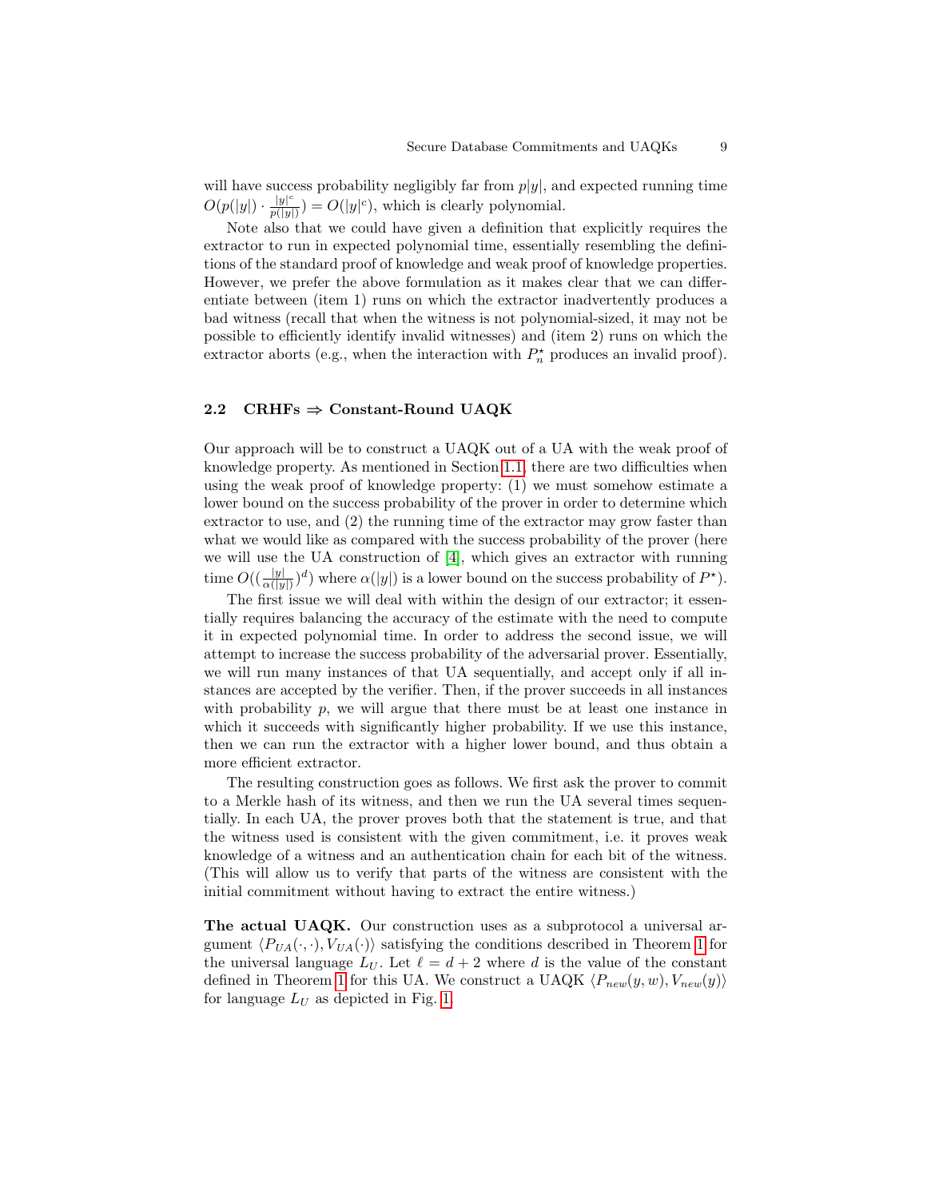will have success probability negligibly far from $p|y|$, and expected running time $O(p(|y|) \cdot \frac{|y|^c}{p(|y|)}) = O(|y|^c)$, which is clearly polynomial.

Note also that we could have given a definition that explicitly requires the extractor to run in expected polynomial time, essentially resembling the definitions of the standard proof of knowledge and weak proof of knowledge properties. However, we prefer the above formulation as it makes clear that we can differentiate between (item 1) runs on which the extractor inadvertently produces a bad witness (recall that when the witness is not polynomial-sized, it may not be possible to efficiently identify invalid witnesses) and (item 2) runs on which the extractor aborts (e.g., when the interaction with $P_n^\star$ produces an invalid proof).

## 2.2 CRHFs ⇒ Constant-Round UAQK

Our approach will be to construct a UAQK out of a UA with the weak proof of knowledge property. As mentioned in Section 1.1, there are two difficulties when using the weak proof of knowledge property: (1) we must somehow estimate a lower bound on the success probability of the prover in order to determine which extractor to use, and (2) the running time of the extractor may grow faster than what we would like as compared with the success probability of the prover (here we will use the UA construction of [4], which gives an extractor with running time $O((\frac{|y|}{\alpha(|y|)})^d)$ where $\alpha(|y|)$ is a lower bound on the success probability of $P^\star$).

The first issue we will deal with within the design of our extractor; it essentially requires balancing the accuracy of the estimate with the need to compute it in expected polynomial time. In order to address the second issue, we will attempt to increase the success probability of the adversarial prover. Essentially, we will run many instances of that UA sequentially, and accept only if all instances are accepted by the verifier. Then, if the prover succeeds in all instances with probability $p$, we will argue that there must be at least one instance in which it succeeds with significantly higher probability. If we use this instance, then we can run the extractor with a higher lower bound, and thus obtain a more efficient extractor.

The resulting construction goes as follows. We first ask the prover to commit to a Merkle hash of its witness, and then we run the UA several times sequentially. In each UA, the prover proves both that the statement is true, and that the witness used is consistent with the given commitment, i.e. it proves weak knowledge of a witness and an authentication chain for each bit of the witness. (This will allow us to verify that parts of the witness are consistent with the initial commitment without having to extract the entire witness.)

**The actual UAQK.** Our construction uses as a subprotocol a universal argument $\langle P_{UA}(\cdot,\cdot), V_{UA}(\cdot)\rangle$ satisfying the conditions described in Theorem 1 for the universal language $L_U$. Let $\ell = d + 2$ where $d$ is the value of the constant defined in Theorem 1 for this UA. We construct a UAQK $\langle P_{new}(y, w), V_{new}(y)\rangle$ for language $L_U$ as depicted in Fig. 1.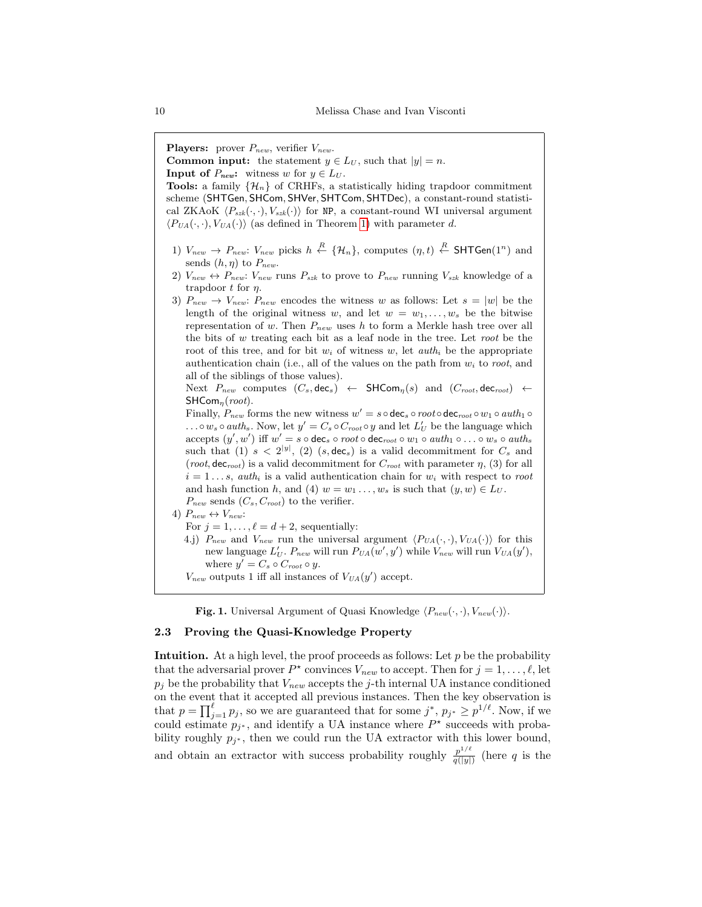**Players:** prover $P_{new}$, verifier $V_{new}$.
**Common input:** the statement $y \in L_U$, such that $|y| = n$.
**Input of $P_{new}$:** witness $w$ for $y \in L_U$.
**Tools:** a family $\{\mathcal{H}_n\}$ of CRHFs, a statistically hiding trapdoor commitment scheme ($\mathsf{SHTGen}, \mathsf{SHCom}, \mathsf{SHVer}, \mathsf{SHTCom}, \mathsf{SHTDec}$), a constant-round statistical ZKAoK $\langle P_{szk}(\cdot,\cdot), V_{szk}(\cdot)\rangle$ for NP, a constant-round WI universal argument $\langle P_{UA}(\cdot,\cdot), V_{UA}(\cdot)\rangle$ (as defined in Theorem 1) with parameter $d$.

1) $V_{new} \rightarrow P_{new}$: $V_{new}$ picks $h \stackrel{R}{\leftarrow} \{\mathcal{H}_n\}$, computes $(\eta, t) \stackrel{R}{\leftarrow} \mathsf{SHTGen}(1^n)$ and sends $(h, \eta)$ to $P_{new}$.
2) $V_{new} \leftrightarrow P_{new}$: $V_{new}$ runs $P_{szk}$ to prove to $P_{new}$ running $V_{szk}$ knowledge of a trapdoor $t$ for $\eta$.
3) $P_{new} \rightarrow V_{new}$: $P_{new}$ encodes the witness $w$ as follows: Let $s = |w|$ be the length of the original witness $w$, and let $w = w_1, \ldots, w_s$ be the bitwise representation of $w$. Then $P_{new}$ uses $h$ to form a Merkle hash tree over all the bits of $w$ treating each bit as a leaf node in the tree. Let *root* be the root of this tree, and for bit $w_i$ of witness $w$, let $auth_i$ be the appropriate authentication chain (i.e., all of the values on the path from $w_i$ to *root*, and all of the siblings of those values).
   Next $P_{new}$ computes $(C_s, \mathsf{dec}_s) \leftarrow \mathsf{SHCom}_\eta(s)$ and $(C_{root}, \mathsf{dec}_{root}) \leftarrow \mathsf{SHCom}_\eta(root)$.
   Finally, $P_{new}$ forms the new witness $w' = s \circ \mathsf{dec}_s \circ root \circ \mathsf{dec}_{root} \circ w_1 \circ auth_1 \circ \ldots \circ w_s \circ auth_s$. Now, let $y' = C_s \circ C_{root} \circ y$ and let $L'_U$ be the language which accepts $(y', w')$ iff $w' = s \circ \mathsf{dec}_s \circ root \circ \mathsf{dec}_{root} \circ w_1 \circ auth_1 \circ \ldots \circ w_s \circ auth_s$ such that (1) $s < 2^{|y|}$, (2) $(s, \mathsf{dec}_s)$ is a valid decommitment for $C_s$ and $(root, \mathsf{dec}_{root})$ is a valid decommitment for $C_{root}$ with parameter $\eta$, (3) for all $i = 1 \ldots s$, $auth_i$ is a valid authentication chain for $w_i$ with respect to *root* and hash function $h$, and (4) $w = w_1 \ldots, w_s$ is such that $(y, w) \in L_U$.
   $P_{new}$ sends $(C_s, C_{root})$ to the verifier.
4) $P_{new} \leftrightarrow V_{new}$:
   For $j = 1, \ldots, \ell = d + 2$, sequentially:
   4.j) $P_{new}$ and $V_{new}$ run the universal argument $\langle P_{UA}(\cdot,\cdot), V_{UA}(\cdot)\rangle$ for this new language $L'_U$. $P_{new}$ will run $P_{UA}(w', y')$ while $V_{new}$ will run $V_{UA}(y')$, where $y' = C_s \circ C_{root} \circ y$.
   
   $V_{new}$ outputs 1 iff all instances of $V_{UA}(y')$ accept.

**Fig. 1.** Universal Argument of Quasi Knowledge $\langle P_{new}(\cdot,\cdot), V_{new}(\cdot)\rangle$.

### 2.3 Proving the Quasi-Knowledge Property

**Intuition.** At a high level, the proof proceeds as follows: Let $p$ be the probability that the adversarial prover $P^\star$ convinces $V_{new}$ to accept. Then for $j = 1, \ldots, \ell$, let $p_j$ be the probability that $V_{new}$ accepts the $j$-th internal UA instance conditioned on the event that it accepted all previous instances. Then the key observation is that $p = \prod_{j=1}^{\ell} p_j$, so we are guaranteed that for some $j^*$, $p_{j^*} \geq p^{1/\ell}$. Now, if we could estimate $p_{j^*}$, and identify a UA instance where $P^\star$ succeeds with probability roughly $p_{j^*}$, then we could run the UA extractor with this lower bound, and obtain an extractor with success probability roughly $\frac{p^{1/\ell}}{q(|y|)}$ (here $q$ is the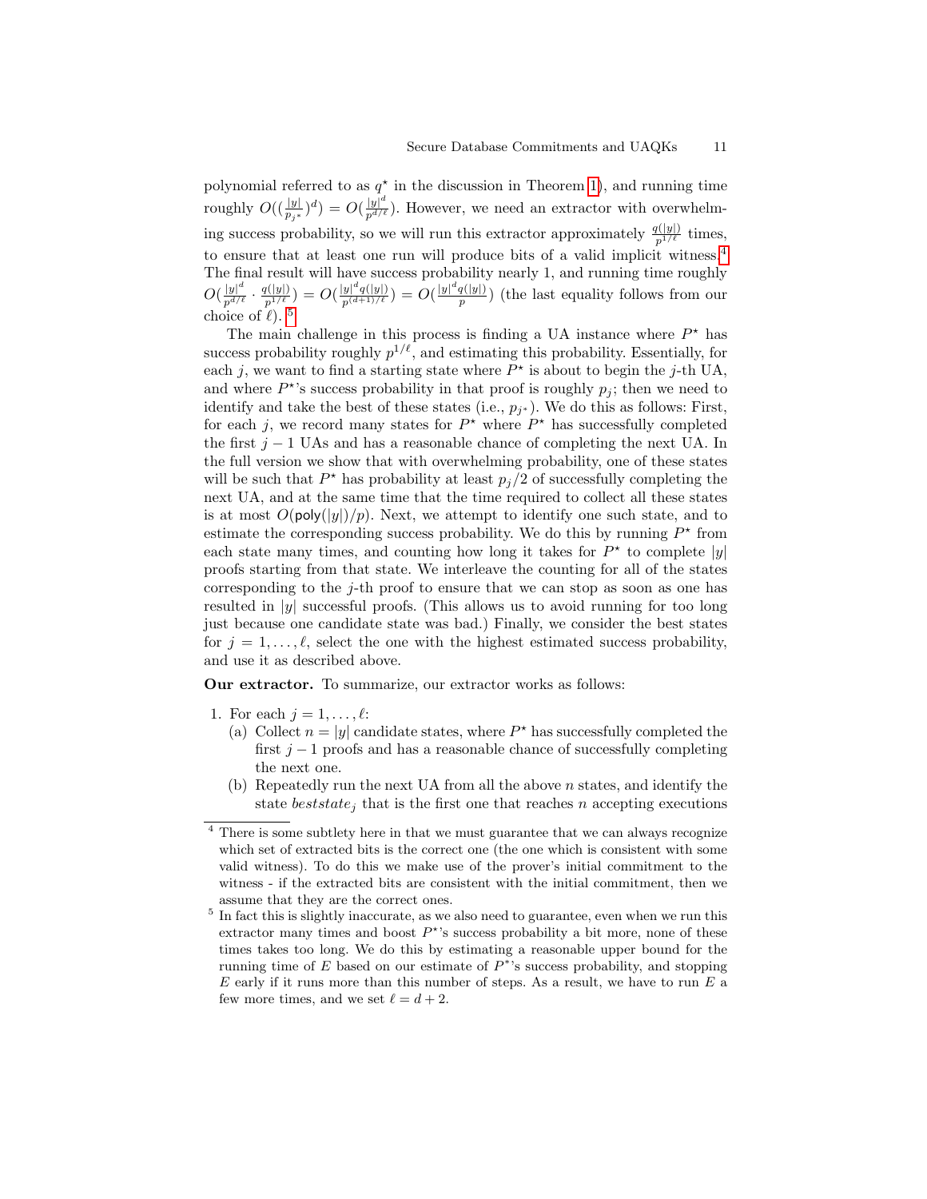polynomial referred to as $q^\star$ in the discussion in Theorem 1), and running time roughly $O((\frac{|y|}{p_{j^*}})^d) = O(\frac{|y|^d}{p^{d/\ell}})$. However, we need an extractor with overwhelming success probability, so we will run this extractor approximately $\frac{q(|y|)}{p^{1/\ell}}$ times, to ensure that at least one run will produce bits of a valid implicit witness.[4] The final result will have success probability nearly 1, and running time roughly $O(\frac{|y|^d}{p^{d/\ell}} \cdot \frac{q(|y|)}{p^{1/\ell}}) = O(\frac{|y|^d q(|y|)}{p^{(d+1)/\ell}}) = O(\frac{|y|^d q(|y|)}{p})$ (the last equality follows from our choice of $\ell$).[5]

The main challenge in this process is finding a UA instance where $P^\star$ has success probability roughly $p^{1/\ell}$, and estimating this probability. Essentially, for each $j$, we want to find a starting state where $P^\star$ is about to begin the $j$-th UA, and where $P^\star$'s success probability in that proof is roughly $p_j$; then we need to identify and take the best of these states (i.e., $p_{j^*}$). We do this as follows: First, for each $j$, we record many states for $P^\star$ where $P^\star$ has successfully completed the first $j-1$ UAs and has a reasonable chance of completing the next UA. In the full version we show that with overwhelming probability, one of these states will be such that $P^\star$ has probability at least $p_j/2$ of successfully completing the next UA, and at the same time that the time required to collect all these states is at most $O(\mathsf{poly}(|y|)/p)$. Next, we attempt to identify one such state, and to estimate the corresponding success probability. We do this by running $P^\star$ from each state many times, and counting how long it takes for $P^\star$ to complete $|y|$ proofs starting from that state. We interleave the counting for all of the states corresponding to the $j$-th proof to ensure that we can stop as soon as one has resulted in $|y|$ successful proofs. (This allows us to avoid running for too long just because one candidate state was bad.) Finally, we consider the best states for $j = 1, \ldots, \ell$, select the one with the highest estimated success probability, and use it as described above.

**Our extractor.** To summarize, our extractor works as follows:

1. For each $j = 1, \ldots, \ell$:
   (a) Collect $n = |y|$ candidate states, where $P^\star$ has successfully completed the first $j-1$ proofs and has a reasonable chance of successfully completing the next one.
   (b) Repeatedly run the next UA from all the above $n$ states, and identify the state $beststate_j$ that is the first one that reaches $n$ accepting executions

---

[4] There is some subtlety here in that we must guarantee that we can always recognize which set of extracted bits is the correct one (the one which is consistent with some valid witness). To do this we make use of the prover's initial commitment to the witness - if the extracted bits are consistent with the initial commitment, then we assume that they are the correct ones.

[5] In fact this is slightly inaccurate, as we also need to guarantee, even when we run this extractor many times and boost $P^\star$'s success probability a bit more, none of these times takes too long. We do this by estimating a reasonable upper bound for the running time of $E$ based on our estimate of $P^\star$'s success probability, and stopping $E$ early if it runs more than this number of steps. As a result, we have to run $E$ a few more times, and we set $\ell = d + 2$.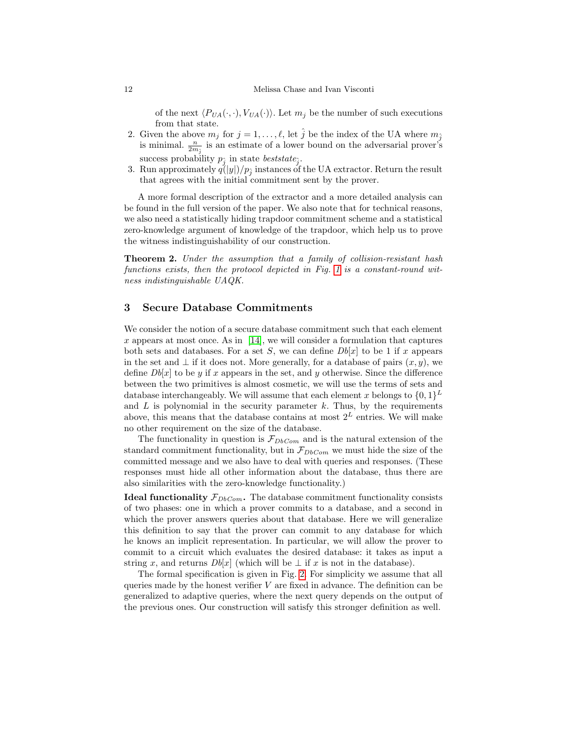of the next $\langle P_{UA}(\cdot,\cdot), V_{UA}(\cdot)\rangle$. Let $m_j$ be the number of such executions from that state.

2. Given the above $m_j$ for $j = 1, \ldots, \ell$, let $\hat{j}$ be the index of the UA where $m_{\hat{j}}$ is minimal. $\frac{n}{2m_{\hat{j}}}$ is an estimate of a lower bound on the adversarial prover's success probability $p_{\hat{j}}$ in state $beststate_{\hat{j}}$.
3. Run approximately $q(|y|)/p_{\hat{j}}$ instances of the UA extractor. Return the result that agrees with the initial commitment sent by the prover.

A more formal description of the extractor and a more detailed analysis can be found in the full version of the paper. We also note that for technical reasons, we also need a statistically hiding trapdoor commitment scheme and a statistical zero-knowledge argument of knowledge of the trapdoor, which help us to prove the witness indistinguishability of our construction.

**Theorem 2.** *Under the assumption that a family of collision-resistant hash functions exists, then the protocol depicted in Fig. 1 is a constant-round witness indistinguishable UAQK.*

## 3 Secure Database Commitments

We consider the notion of a secure database commitment such that each element $x$ appears at most once. As in [14], we will consider a formulation that captures both sets and databases. For a set $S$, we can define $Db[x]$ to be 1 if $x$ appears in the set and $\perp$ if it does not. More generally, for a database of pairs $(x, y)$, we define $Db[x]$ to be $y$ if $x$ appears in the set, and $y$ otherwise. Since the difference between the two primitives is almost cosmetic, we will use the terms of sets and database interchangeably. We will assume that each element $x$ belongs to $\{0,1\}^L$ and $L$ is polynomial in the security parameter $k$. Thus, by the requirements above, this means that the database contains at most $2^L$ entries. We will make no other requirement on the size of the database.

The functionality in question is $\mathcal{F}_{DbCom}$ and is the natural extension of the standard commitment functionality, but in $\mathcal{F}_{DbCom}$ we must hide the size of the committed message and we also have to deal with queries and responses. (These responses must hide all other information about the database, thus there are also similarities with the zero-knowledge functionality.)

**Ideal functionality $\mathcal{F}_{DbCom}$.** The database commitment functionality consists of two phases: one in which a prover commits to a database, and a second in which the prover answers queries about that database. Here we will generalize this definition to say that the prover can commit to any database for which he knows an implicit representation. In particular, we will allow the prover to commit to a circuit which evaluates the desired database: it takes as input a string $x$, and returns $Db[x]$ (which will be $\perp$ if $x$ is not in the database).

The formal specification is given in Fig. 2. For simplicity we assume that all queries made by the honest verifier $V$ are fixed in advance. The definition can be generalized to adaptive queries, where the next query depends on the output of the previous ones. Our construction will satisfy this stronger definition as well.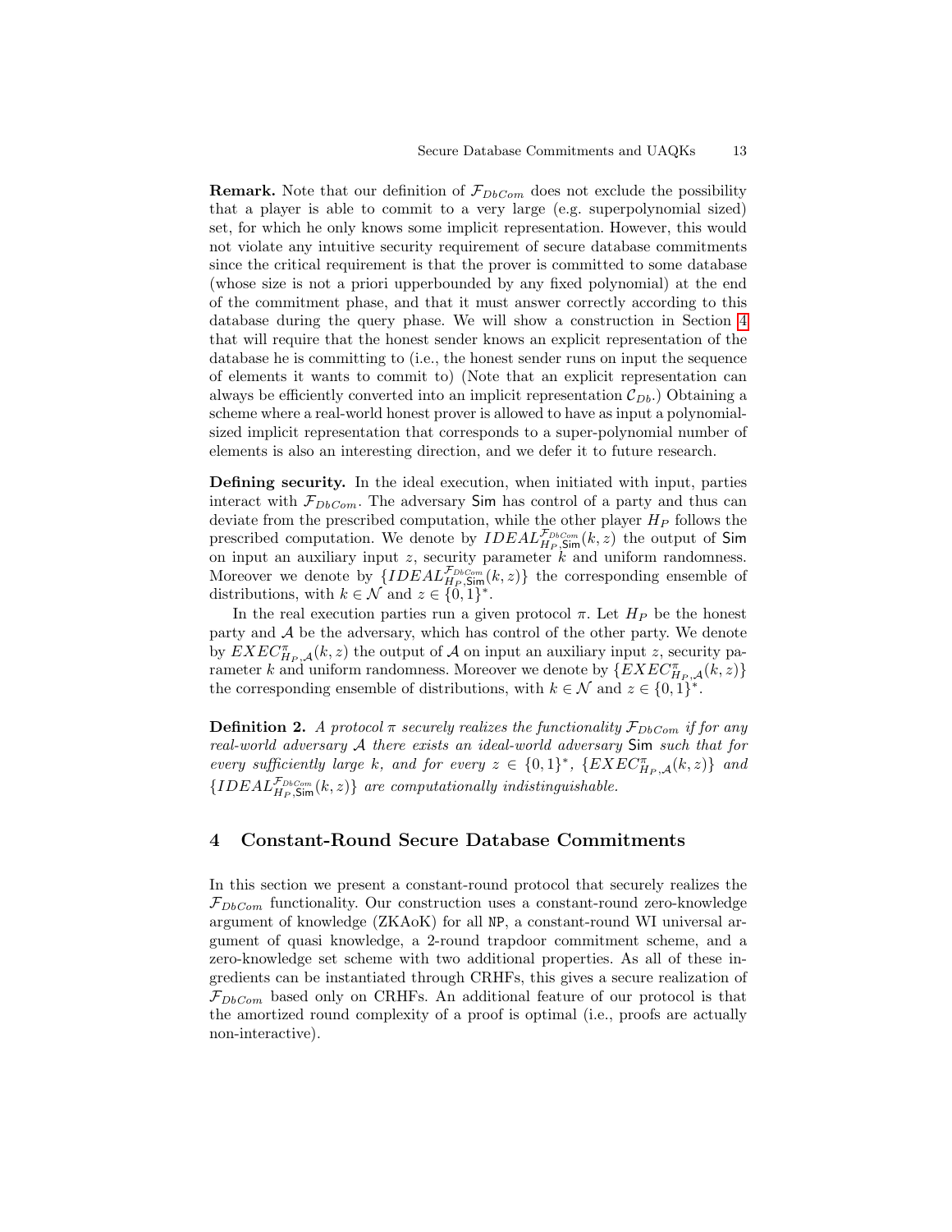**Remark.** Note that our definition of $\mathcal{F}_{DbCom}$ does not exclude the possibility that a player is able to commit to a very large (e.g. superpolynomial sized) set, for which he only knows some implicit representation. However, this would not violate any intuitive security requirement of secure database commitments since the critical requirement is that the prover is committed to some database (whose size is not a priori upperbounded by any fixed polynomial) at the end of the commitment phase, and that it must answer correctly according to this database during the query phase. We will show a construction in Section 4 that will require that the honest sender knows an explicit representation of the database he is committing to (i.e., the honest sender runs on input the sequence of elements it wants to commit to) (Note that an explicit representation can always be efficiently converted into an implicit representation $\mathcal{C}_{Db}$.) Obtaining a scheme where a real-world honest prover is allowed to have as input a polynomial-sized implicit representation that corresponds to a super-polynomial number of elements is also an interesting direction, and we defer it to future research.

**Defining security.** In the ideal execution, when initiated with input, parties interact with $\mathcal{F}_{DbCom}$. The adversary $\mathsf{Sim}$ has control of a party and thus can deviate from the prescribed computation, while the other player $H_P$ follows the prescribed computation. We denote by $IDEAL^{\mathcal{F}_{DbCom}}_{H_P,\mathsf{Sim}}(k,z)$ the output of $\mathsf{Sim}$ on input an auxiliary input $z$, security parameter $k$ and uniform randomness. Moreover we denote by $\{IDEAL^{\mathcal{F}_{DbCom}}_{H_P,\mathsf{Sim}}(k,z)\}$ the corresponding ensemble of distributions, with $k \in \mathcal{N}$ and $z \in \{0,1\}^*$.

In the real execution parties run a given protocol $\pi$. Let $H_P$ be the honest party and $\mathcal{A}$ be the adversary, which has control of the other party. We denote by $EXEC^{\pi}_{H_P,\mathcal{A}}(k,z)$ the output of $\mathcal{A}$ on input an auxiliary input $z$, security parameter $k$ and uniform randomness. Moreover we denote by $\{EXEC^{\pi}_{H_P,\mathcal{A}}(k,z)\}$ the corresponding ensemble of distributions, with $k \in \mathcal{N}$ and $z \in \{0,1\}^*$.

**Definition 2.** *A protocol $\pi$ securely realizes the functionality $\mathcal{F}_{DbCom}$ if for any real-world adversary $\mathcal{A}$ there exists an ideal-world adversary $\mathsf{Sim}$ such that for every sufficiently large $k$, and for every $z \in \{0,1\}^*$, $\{EXEC^{\pi}_{H_P,\mathcal{A}}(k,z)\}$ and $\{IDEAL^{\mathcal{F}_{DbCom}}_{H_P,\mathsf{Sim}}(k,z)\}$ are computationally indistinguishable.*

## 4 Constant-Round Secure Database Commitments

In this section we present a constant-round protocol that securely realizes the $\mathcal{F}_{DbCom}$ functionality. Our construction uses a constant-round zero-knowledge argument of knowledge (ZKAoK) for all $\mathtt{NP}$, a constant-round WI universal argument of quasi knowledge, a 2-round trapdoor commitment scheme, and a zero-knowledge set scheme with two additional properties. As all of these ingredients can be instantiated through CRHFs, this gives a secure realization of $\mathcal{F}_{DbCom}$ based only on CRHFs. An additional feature of our protocol is that the amortized round complexity of a proof is optimal (i.e., proofs are actually non-interactive).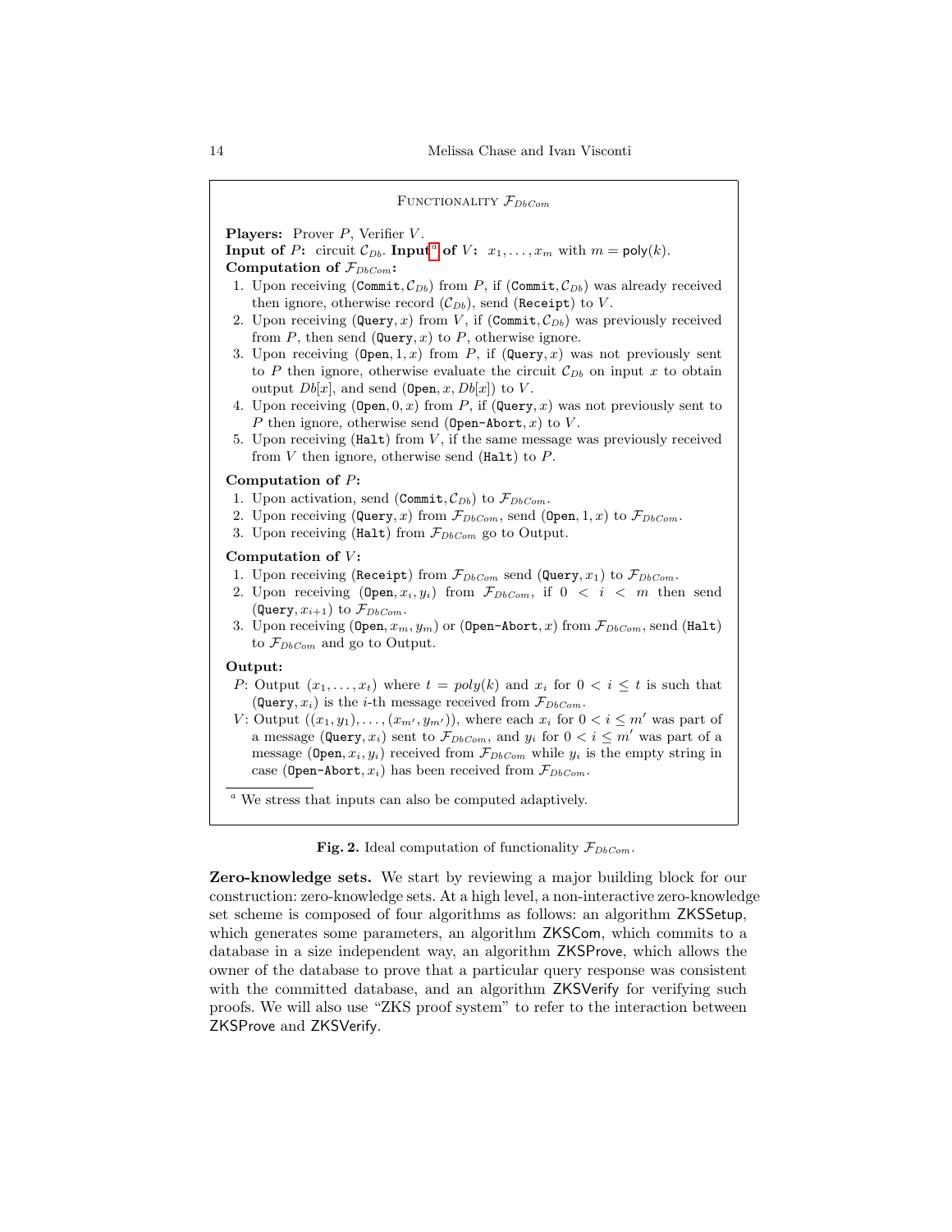FUNCTIONALITY $\mathcal{F}_{DbCom}$

**Players:** Prover $P$, Verifier $V$.
**Input of** $P$**:** circuit $\mathcal{C}_{Db}$. **Input**[a] **of** $V$**:** $x_1, \ldots, x_m$ with $m = \mathsf{poly}(k)$.
**Computation of** $\mathcal{F}_{DbCom}$**:**

1. Upon receiving $(\texttt{Commit}, \mathcal{C}_{Db})$ from $P$, if $(\texttt{Commit}, \mathcal{C}_{Db})$ was already received then ignore, otherwise record $(\mathcal{C}_{Db})$, send $(\texttt{Receipt})$ to $V$.
2. Upon receiving $(\texttt{Query}, x)$ from $V$, if $(\texttt{Commit}, \mathcal{C}_{Db})$ was previously received from $P$, then send $(\texttt{Query}, x)$ to $P$, otherwise ignore.
3. Upon receiving $(\texttt{Open}, 1, x)$ from $P$, if $(\texttt{Query}, x)$ was not previously sent to $P$ then ignore, otherwise evaluate the circuit $\mathcal{C}_{Db}$ on input $x$ to obtain output $Db[x]$, and send $(\texttt{Open}, x, Db[x])$ to $V$.
4. Upon receiving $(\texttt{Open}, 0, x)$ from $P$, if $(\texttt{Query}, x)$ was not previously sent to $P$ then ignore, otherwise send $(\texttt{Open-Abort}, x)$ to $V$.
5. Upon receiving $(\texttt{Halt})$ from $V$, if the same message was previously received from $V$ then ignore, otherwise send $(\texttt{Halt})$ to $P$.

**Computation of** $P$**:**

1. Upon activation, send $(\texttt{Commit}, \mathcal{C}_{Db})$ to $\mathcal{F}_{DbCom}$.
2. Upon receiving $(\texttt{Query}, x)$ from $\mathcal{F}_{DbCom}$, send $(\texttt{Open}, 1, x)$ to $\mathcal{F}_{DbCom}$.
3. Upon receiving $(\texttt{Halt})$ from $\mathcal{F}_{DbCom}$ go to Output.

**Computation of** $V$**:**

1. Upon receiving $(\texttt{Receipt})$ from $\mathcal{F}_{DbCom}$ send $(\texttt{Query}, x_1)$ to $\mathcal{F}_{DbCom}$.
2. Upon receiving $(\texttt{Open}, x_i, y_i)$ from $\mathcal{F}_{DbCom}$, if $0 < i < m$ then send $(\texttt{Query}, x_{i+1})$ to $\mathcal{F}_{DbCom}$.
3. Upon receiving $(\texttt{Open}, x_m, y_m)$ or $(\texttt{Open-Abort}, x)$ from $\mathcal{F}_{DbCom}$, send $(\texttt{Halt})$ to $\mathcal{F}_{DbCom}$ and go to Output.

**Output:**

$P$: Output $(x_1, \ldots, x_t)$ where $t = poly(k)$ and $x_i$ for $0 < i \leq t$ is such that $(\texttt{Query}, x_i)$ is the $i$-th message received from $\mathcal{F}_{DbCom}$.

$V$: Output $((x_1, y_1), \ldots, (x_{m'}, y_{m'}))$, where each $x_i$ for $0 < i \leq m'$ was part of a message $(\texttt{Query}, x_i)$ sent to $\mathcal{F}_{DbCom}$, and $y_i$ for $0 < i \leq m'$ was part of a message $(\texttt{Open}, x_i, y_i)$ received from $\mathcal{F}_{DbCom}$ while $y_i$ is the empty string in case $(\texttt{Open-Abort}, x_i)$ has been received from $\mathcal{F}_{DbCom}$.

[a] We stress that inputs can also be computed adaptively.

**Fig. 2.** Ideal computation of functionality $\mathcal{F}_{DbCom}$.

**Zero-knowledge sets.** We start by reviewing a major building block for our construction: zero-knowledge sets. At a high level, a non-interactive zero-knowledge set scheme is composed of four algorithms as follows: an algorithm ZKSSetup, which generates some parameters, an algorithm ZKSCom, which commits to a database in a size independent way, an algorithm ZKSProve, which allows the owner of the database to prove that a particular query response was consistent with the committed database, and an algorithm ZKSVerify for verifying such proofs. We will also use "ZKS proof system" to refer to the interaction between ZKSProve and ZKSVerify.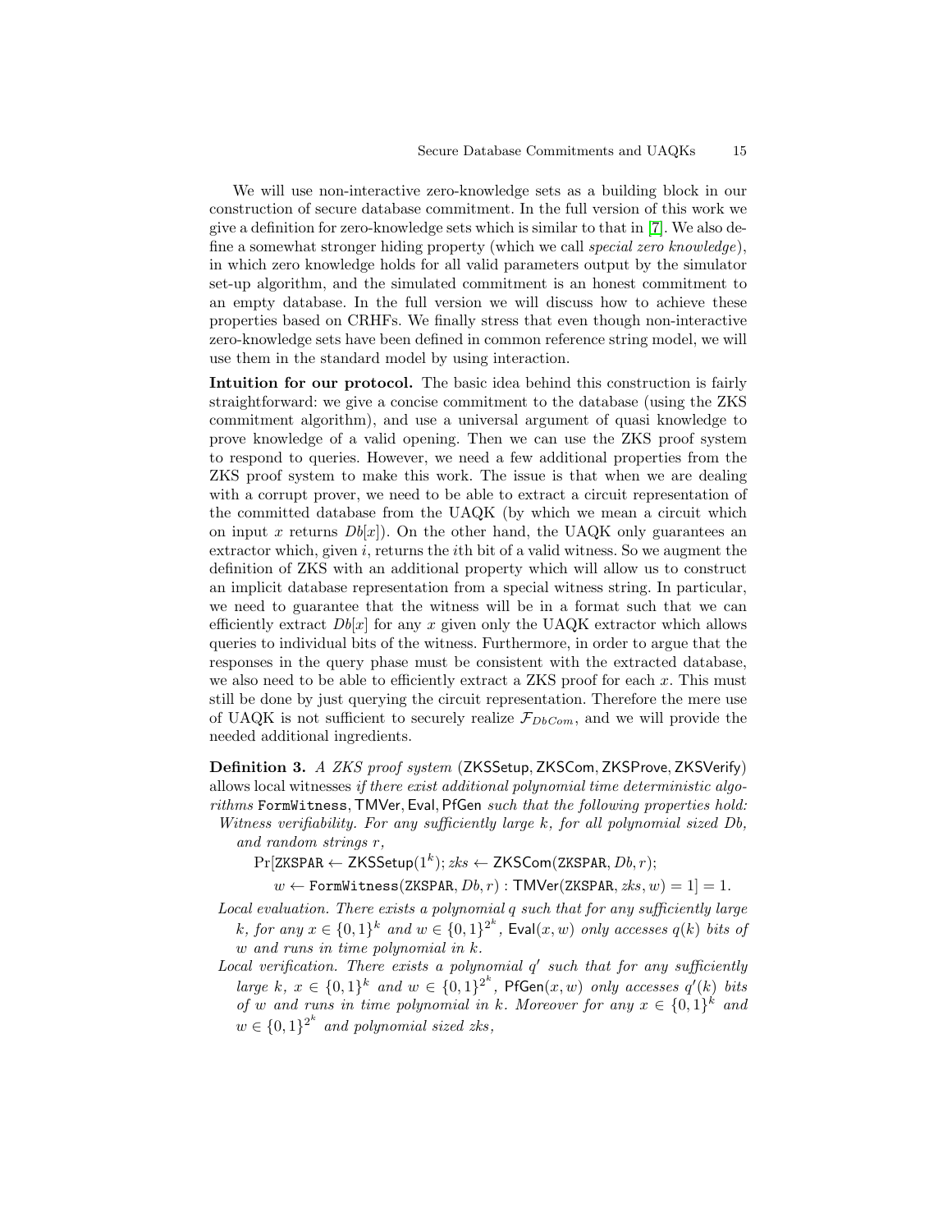We will use non-interactive zero-knowledge sets as a building block in our construction of secure database commitment. In the full version of this work we give a definition for zero-knowledge sets which is similar to that in [7]. We also define a somewhat stronger hiding property (which we call *special zero knowledge*), in which zero knowledge holds for all valid parameters output by the simulator set-up algorithm, and the simulated commitment is an honest commitment to an empty database. In the full version we will discuss how to achieve these properties based on CRHFs. We finally stress that even though non-interactive zero-knowledge sets have been defined in common reference string model, we will use them in the standard model by using interaction.

**Intuition for our protocol.** The basic idea behind this construction is fairly straightforward: we give a concise commitment to the database (using the ZKS commitment algorithm), and use a universal argument of quasi knowledge to prove knowledge of a valid opening. Then we can use the ZKS proof system to respond to queries. However, we need a few additional properties from the ZKS proof system to make this work. The issue is that when we are dealing with a corrupt prover, we need to be able to extract a circuit representation of the committed database from the UAQK (by which we mean a circuit which on input $x$ returns $Db[x]$). On the other hand, the UAQK only guarantees an extractor which, given $i$, returns the $i$th bit of a valid witness. So we augment the definition of ZKS with an additional property which will allow us to construct an implicit database representation from a special witness string. In particular, we need to guarantee that the witness will be in a format such that we can efficiently extract $Db[x]$ for any $x$ given only the UAQK extractor which allows queries to individual bits of the witness. Furthermore, in order to argue that the responses in the query phase must be consistent with the extracted database, we also need to be able to efficiently extract a ZKS proof for each $x$. This must still be done by just querying the circuit representation. Therefore the mere use of UAQK is not sufficient to securely realize $\mathcal{F}_{DbCom}$, and we will provide the needed additional ingredients.

**Definition 3.** *A ZKS proof system* ($\mathsf{ZKSSetup}, \mathsf{ZKSCom}, \mathsf{ZKSProve}, \mathsf{ZKSVerify}$) allows local witnesses *if there exist additional polynomial time deterministic algorithms* $\mathtt{FormWitness}, \mathsf{TMVer}, \mathsf{Eval}, \mathsf{PfGen}$ *such that the following properties hold:*

*Witness verifiability. For any sufficiently large $k$, for all polynomial sized $Db$, and random strings $r$,*

$$\Pr[\mathtt{ZKSPAR} \leftarrow \mathsf{ZKSSetup}(1^k); zks \leftarrow \mathsf{ZKSCom}(\mathtt{ZKSPAR}, Db, r);$$
$$w \leftarrow \mathtt{FormWitness}(\mathtt{ZKSPAR}, Db, r) : \mathsf{TMVer}(\mathtt{ZKSPAR}, zks, w) = 1] = 1.$$

*Local evaluation. There exists a polynomial $q$ such that for any sufficiently large $k$, for any $x \in \{0,1\}^k$ and $w \in \{0,1\}^{2^k}$, $\mathsf{Eval}(x, w)$ only accesses $q(k)$ bits of $w$ and runs in time polynomial in $k$.*

*Local verification. There exists a polynomial $q'$ such that for any sufficiently large $k$, $x \in \{0,1\}^k$ and $w \in \{0,1\}^{2^k}$, $\mathsf{PfGen}(x, w)$ only accesses $q'(k)$ bits of $w$ and runs in time polynomial in $k$. Moreover for any $x \in \{0,1\}^k$ and $w \in \{0,1\}^{2^k}$ and polynomial sized $zks$,*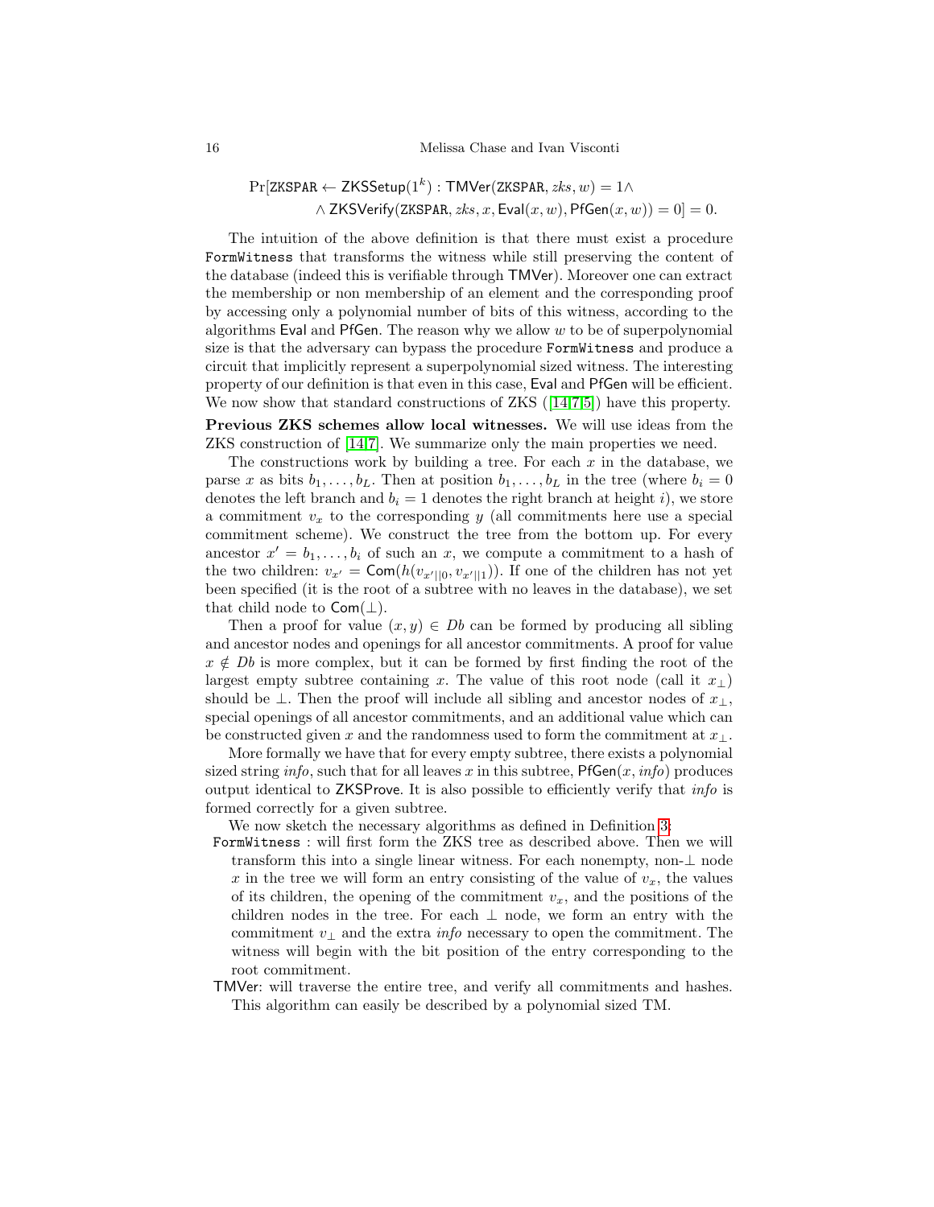$$\Pr[\texttt{ZKSPAR} \leftarrow \mathsf{ZKSSetup}(1^k) : \mathsf{TMVer}(\texttt{ZKSPAR}, zks, w) = 1 \wedge$$
$$\wedge\, \mathsf{ZKSVerify}(\texttt{ZKSPAR}, zks, x, \mathsf{Eval}(x, w), \mathsf{PfGen}(x, w)) = 0] = 0.$$

The intuition of the above definition is that there must exist a procedure FormWitness that transforms the witness while still preserving the content of the database (indeed this is verifiable through TMVer). Moreover one can extract the membership or non membership of an element and the corresponding proof by accessing only a polynomial number of bits of this witness, according to the algorithms Eval and PfGen. The reason why we allow $w$ to be of superpolynomial size is that the adversary can bypass the procedure FormWitness and produce a circuit that implicitly represent a superpolynomial sized witness. The interesting property of our definition is that even in this case, Eval and PfGen will be efficient. We now show that standard constructions of ZKS ([14,7,5]) have this property.

**Previous ZKS schemes allow local witnesses.** We will use ideas from the ZKS construction of [14,7]. We summarize only the main properties we need.

The constructions work by building a tree. For each $x$ in the database, we parse $x$ as bits $b_1, \ldots, b_L$. Then at position $b_1, \ldots, b_L$ in the tree (where $b_i = 0$ denotes the left branch and $b_i = 1$ denotes the right branch at height $i$), we store a commitment $v_x$ to the corresponding $y$ (all commitments here use a special commitment scheme). We construct the tree from the bottom up. For every ancestor $x' = b_1, \ldots, b_i$ of such an $x$, we compute a commitment to a hash of the two children: $v_{x'} = \mathsf{Com}(h(v_{x'||0}, v_{x'||1}))$. If one of the children has not yet been specified (it is the root of a subtree with no leaves in the database), we set that child node to $\mathsf{Com}(\bot)$.

Then a proof for value $(x, y) \in Db$ can be formed by producing all sibling and ancestor nodes and openings for all ancestor commitments. A proof for value $x \notin Db$ is more complex, but it can be formed by first finding the root of the largest empty subtree containing $x$. The value of this root node (call it $x_\bot$) should be $\bot$. Then the proof will include all sibling and ancestor nodes of $x_\bot$, special openings of all ancestor commitments, and an additional value which can be constructed given $x$ and the randomness used to form the commitment at $x_\bot$.

More formally we have that for every empty subtree, there exists a polynomial sized string *info*, such that for all leaves $x$ in this subtree, $\mathsf{PfGen}(x, info)$ produces output identical to ZKSProve. It is also possible to efficiently verify that *info* is formed correctly for a given subtree.

We now sketch the necessary algorithms as defined in Definition 3:

FormWitness : will first form the ZKS tree as described above. Then we will transform this into a single linear witness. For each nonempty, non-$\bot$ node $x$ in the tree we will form an entry consisting of the value of $v_x$, the values of its children, the opening of the commitment $v_x$, and the positions of the children nodes in the tree. For each $\bot$ node, we form an entry with the commitment $v_\bot$ and the extra *info* necessary to open the commitment. The witness will begin with the bit position of the entry corresponding to the root commitment.

TMVer: will traverse the entire tree, and verify all commitments and hashes. This algorithm can easily be described by a polynomial sized TM.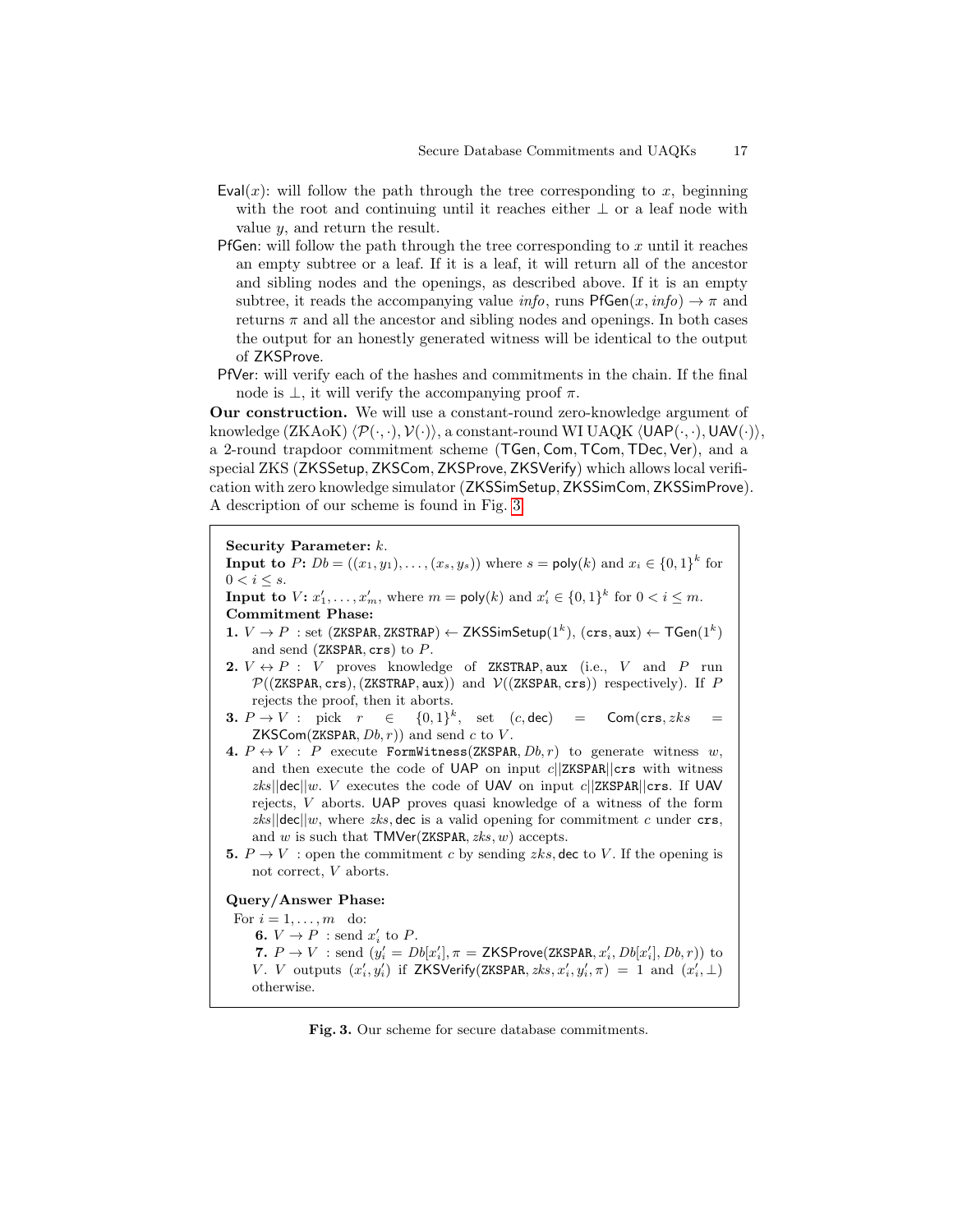- $\mathsf{Eval}(x)$: will follow the path through the tree corresponding to $x$, beginning with the root and continuing until it reaches either $\perp$ or a leaf node with value $y$, and return the result.
- $\mathsf{PfGen}$: will follow the path through the tree corresponding to $x$ until it reaches an empty subtree or a leaf. If it is a leaf, it will return all of the ancestor and sibling nodes and the openings, as described above. If it is an empty subtree, it reads the accompanying value *info*, runs $\mathsf{PfGen}(x, \mathit{info}) \rightarrow \pi$ and returns $\pi$ and all the ancestor and sibling nodes and openings. In both cases the output for an honestly generated witness will be identical to the output of $\mathsf{ZKSProve}$.
- $\mathsf{PfVer}$: will verify each of the hashes and commitments in the chain. If the final node is $\perp$, it will verify the accompanying proof $\pi$.

**Our construction.** We will use a constant-round zero-knowledge argument of knowledge (ZKAoK) $\langle \mathcal{P}(\cdot,\cdot), \mathcal{V}(\cdot)\rangle$, a constant-round WI UAQK $\langle \mathsf{UAP}(\cdot,\cdot), \mathsf{UAV}(\cdot)\rangle$, a 2-round trapdoor commitment scheme ($\mathsf{TGen}, \mathsf{Com}, \mathsf{TCom}, \mathsf{TDec}, \mathsf{Ver}$), and a special ZKS ($\mathsf{ZKSSetup}, \mathsf{ZKSCom}, \mathsf{ZKSProve}, \mathsf{ZKSVerify}$) which allows local verification with zero knowledge simulator ($\mathsf{ZKSSimSetup}, \mathsf{ZKSSimCom}, \mathsf{ZKSSimProve}$). A description of our scheme is found in Fig. 3.

---

**Security Parameter:** $k$.

**Input to** $P$**:** $Db = ((x_1, y_1), \ldots, (x_s, y_s))$ where $s = \mathsf{poly}(k)$ and $x_i \in \{0,1\}^k$ for $0 < i \leq s$.

**Input to** $V$**:** $x'_1, \ldots, x'_m$, where $m = \mathsf{poly}(k)$ and $x'_i \in \{0,1\}^k$ for $0 < i \leq m$.

**Commitment Phase:**

**1.** $V \rightarrow P$ : set $(\mathtt{ZKSPAR}, \mathtt{ZKSTRAP}) \leftarrow \mathsf{ZKSSimSetup}(1^k)$, $(\mathtt{crs}, \mathtt{aux}) \leftarrow \mathsf{TGen}(1^k)$ and send $(\mathtt{ZKSPAR}, \mathtt{crs})$ to $P$.

**2.** $V \leftrightarrow P$ : $V$ proves knowledge of $\mathtt{ZKSTRAP}, \mathtt{aux}$ (i.e., $V$ and $P$ run $\mathcal{P}((\mathtt{ZKSPAR}, \mathtt{crs}), (\mathtt{ZKSTRAP}, \mathtt{aux}))$ and $\mathcal{V}((\mathtt{ZKSPAR}, \mathtt{crs}))$ respectively). If $P$ rejects the proof, then it aborts.

**3.** $P \rightarrow V$ : pick $r \in \{0,1\}^k$, set $(c, \mathsf{dec}) = \mathsf{Com}(\mathtt{crs}, zks = \mathsf{ZKSCom}(\mathtt{ZKSPAR}, Db, r))$ and send $c$ to $V$.

**4.** $P \leftrightarrow V$ : $P$ execute $\mathtt{FormWitness}(\mathtt{ZKSPAR}, Db, r)$ to generate witness $w$, and then execute the code of $\mathsf{UAP}$ on input $c||\mathtt{ZKSPAR}||\mathtt{crs}$ with witness $zks||\mathsf{dec}||w$. $V$ executes the code of $\mathsf{UAV}$ on input $c||\mathtt{ZKSPAR}||\mathtt{crs}$. If $\mathsf{UAV}$ rejects, $V$ aborts. $\mathsf{UAP}$ proves quasi knowledge of a witness of the form $zks||\mathsf{dec}||w$, where $zks, \mathsf{dec}$ is a valid opening for commitment $c$ under $\mathtt{crs}$, and $w$ is such that $\mathsf{TMVer}(\mathtt{ZKSPAR}, zks, w)$ accepts.

**5.** $P \rightarrow V$ : open the commitment $c$ by sending $zks, \mathsf{dec}$ to $V$. If the opening is not correct, $V$ aborts.

**Query/Answer Phase:**

For $i = 1, \ldots, m$ do:

**6.** $V \rightarrow P$ : send $x'_i$ to $P$.

**7.** $P \rightarrow V$ : send $(y'_i = Db[x'_i], \pi = \mathsf{ZKSProve}(\mathtt{ZKSPAR}, x'_i, Db[x'_i], Db, r))$ to $V$. $V$ outputs $(x'_i, y'_i)$ if $\mathsf{ZKSVerify}(\mathtt{ZKSPAR}, zks, x'_i, y'_i, \pi) = 1$ and $(x'_i, \perp)$ otherwise.

---

**Fig. 3.** Our scheme for secure database commitments.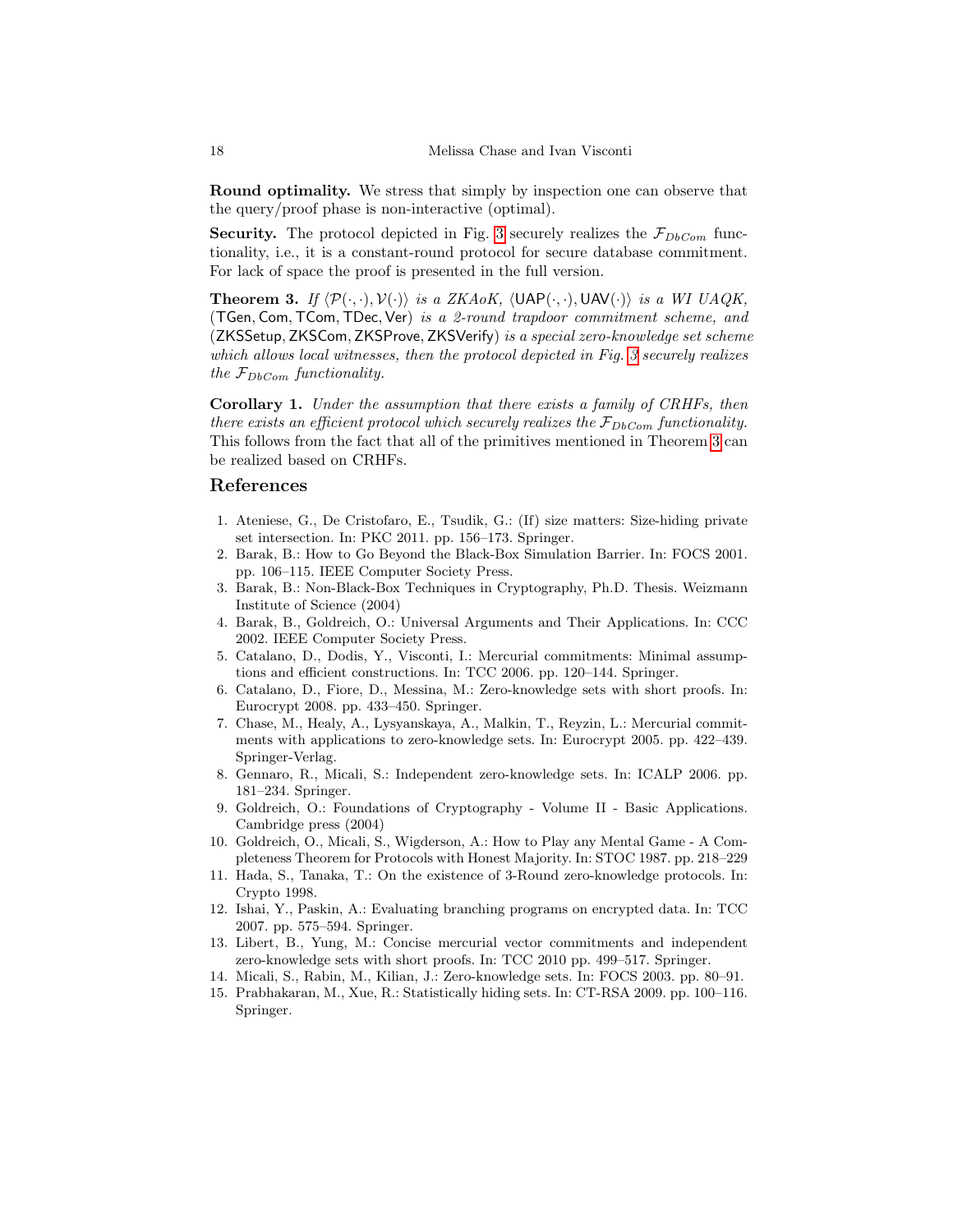**Round optimality.** We stress that simply by inspection one can observe that the query/proof phase is non-interactive (optimal).

**Security.** The protocol depicted in Fig. 3 securely realizes the $\mathcal{F}_{DbCom}$ functionality, i.e., it is a constant-round protocol for secure database commitment. For lack of space the proof is presented in the full version.

**Theorem 3.** *If* $\langle \mathcal{P}(\cdot,\cdot), \mathcal{V}(\cdot)\rangle$ *is a ZKAoK,* $\langle \mathsf{UAP}(\cdot,\cdot), \mathsf{UAV}(\cdot)\rangle$ *is a WI UAQK,* $(\mathsf{TGen}, \mathsf{Com}, \mathsf{TCom}, \mathsf{TDec}, \mathsf{Ver})$ *is a 2-round trapdoor commitment scheme, and* $(\mathsf{ZKSSetup}, \mathsf{ZKSCom}, \mathsf{ZKSProve}, \mathsf{ZKSVerify})$ *is a special zero-knowledge set scheme which allows local witnesses, then the protocol depicted in Fig. 3 securely realizes the* $\mathcal{F}_{DbCom}$ *functionality.*

**Corollary 1.** *Under the assumption that there exists a family of CRHFs, then there exists an efficient protocol which securely realizes the* $\mathcal{F}_{DbCom}$ *functionality.* This follows from the fact that all of the primitives mentioned in Theorem 3 can be realized based on CRHFs.

## References

1. Ateniese, G., De Cristofaro, E., Tsudik, G.: (If) size matters: Size-hiding private set intersection. In: PKC 2011. pp. 156–173. Springer.
2. Barak, B.: How to Go Beyond the Black-Box Simulation Barrier. In: FOCS 2001. pp. 106–115. IEEE Computer Society Press.
3. Barak, B.: Non-Black-Box Techniques in Cryptography, Ph.D. Thesis. Weizmann Institute of Science (2004)
4. Barak, B., Goldreich, O.: Universal Arguments and Their Applications. In: CCC 2002. IEEE Computer Society Press.
5. Catalano, D., Dodis, Y., Visconti, I.: Mercurial commitments: Minimal assumptions and efficient constructions. In: TCC 2006. pp. 120–144. Springer.
6. Catalano, D., Fiore, D., Messina, M.: Zero-knowledge sets with short proofs. In: Eurocrypt 2008. pp. 433–450. Springer.
7. Chase, M., Healy, A., Lysyanskaya, A., Malkin, T., Reyzin, L.: Mercurial commitments with applications to zero-knowledge sets. In: Eurocrypt 2005. pp. 422–439. Springer-Verlag.
8. Gennaro, R., Micali, S.: Independent zero-knowledge sets. In: ICALP 2006. pp. 181–234. Springer.
9. Goldreich, O.: Foundations of Cryptography - Volume II - Basic Applications. Cambridge press (2004)
10. Goldreich, O., Micali, S., Wigderson, A.: How to Play any Mental Game - A Completeness Theorem for Protocols with Honest Majority. In: STOC 1987. pp. 218–229
11. Hada, S., Tanaka, T.: On the existence of 3-Round zero-knowledge protocols. In: Crypto 1998.
12. Ishai, Y., Paskin, A.: Evaluating branching programs on encrypted data. In: TCC 2007. pp. 575–594. Springer.
13. Libert, B., Yung, M.: Concise mercurial vector commitments and independent zero-knowledge sets with short proofs. In: TCC 2010 pp. 499–517. Springer.
14. Micali, S., Rabin, M., Kilian, J.: Zero-knowledge sets. In: FOCS 2003. pp. 80–91.
15. Prabhakaran, M., Xue, R.: Statistically hiding sets. In: CT-RSA 2009. pp. 100–116. Springer.